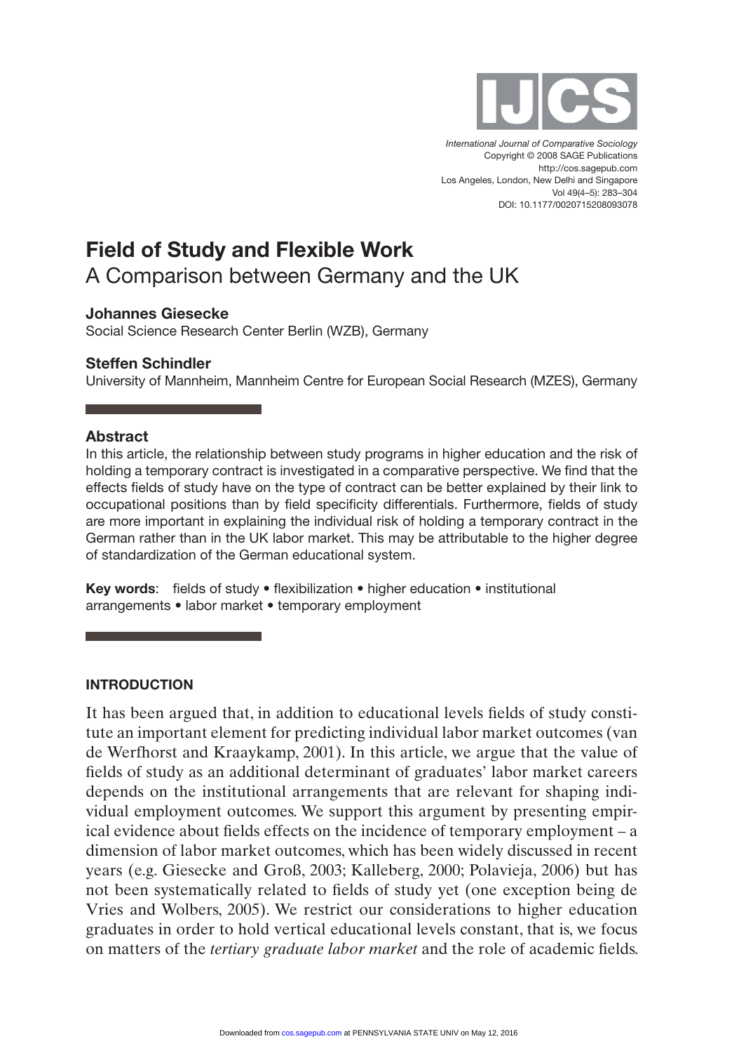# Field of Study and Flexible Work

## A Comparison between Germany and the UK

**Johannes Giesecke**
Social Science Research Center Berlin (WZB), Germany

**Steffen Schindler**
University of Mannheim, Mannheim Centre for European Social Research (MZES), Germany

### Abstract

In this article, the relationship between study programs in higher education and the risk of holding a temporary contract is investigated in a comparative perspective. We find that the effects fields of study have on the type of contract can be better explained by their link to occupational positions than by field specificity differentials. Furthermore, fields of study are more important in explaining the individual risk of holding a temporary contract in the German rather than in the UK labor market. This may be attributable to the higher degree of standardization of the German educational system.

**Key words**: fields of study • flexibilization • higher education • institutional arrangements • labor market • temporary employment

## INTRODUCTION

It has been argued that, in addition to educational levels fields of study constitute an important element for predicting individual labor market outcomes (van de Werfhorst and Kraaykamp, 2001). In this article, we argue that the value of fields of study as an additional determinant of graduates' labor market careers depends on the institutional arrangements that are relevant for shaping individual employment outcomes. We support this argument by presenting empirical evidence about fields effects on the incidence of temporary employment – a dimension of labor market outcomes, which has been widely discussed in recent years (e.g. Giesecke and Groß, 2003; Kalleberg, 2000; Polavieja, 2006) but has not been systematically related to fields of study yet (one exception being de Vries and Wolbers, 2005). We restrict our considerations to higher education graduates in order to hold vertical educational levels constant, that is, we focus on matters of the *tertiary graduate labor market* and the role of academic fields.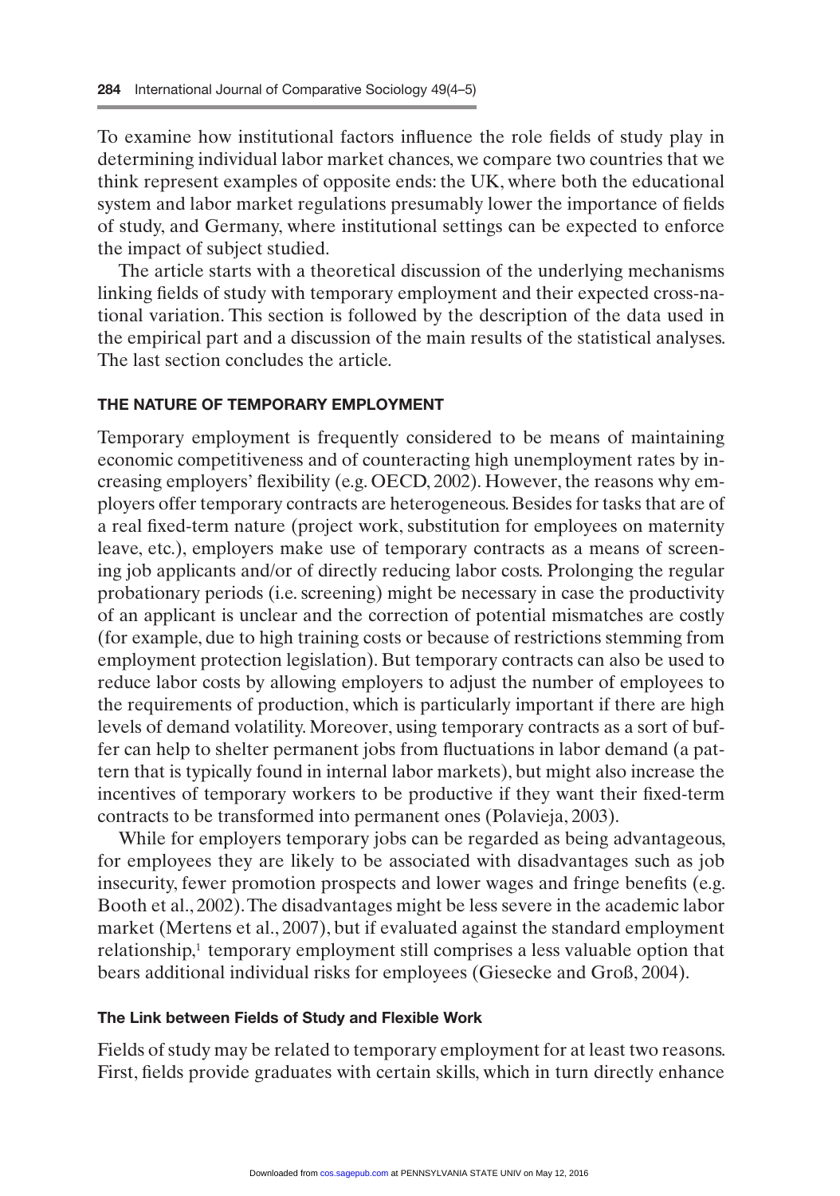To examine how institutional factors influence the role fields of study play in determining individual labor market chances, we compare two countries that we think represent examples of opposite ends: the UK, where both the educational system and labor market regulations presumably lower the importance of fields of study, and Germany, where institutional settings can be expected to enforce the impact of subject studied.

The article starts with a theoretical discussion of the underlying mechanisms linking fields of study with temporary employment and their expected cross-national variation. This section is followed by the description of the data used in the empirical part and a discussion of the main results of the statistical analyses. The last section concludes the article.

## THE NATURE OF TEMPORARY EMPLOYMENT

Temporary employment is frequently considered to be means of maintaining economic competitiveness and of counteracting high unemployment rates by increasing employers' flexibility (e.g. OECD, 2002). However, the reasons why employers offer temporary contracts are heterogeneous. Besides for tasks that are of a real fixed-term nature (project work, substitution for employees on maternity leave, etc.), employers make use of temporary contracts as a means of screening job applicants and/or of directly reducing labor costs. Prolonging the regular probationary periods (i.e. screening) might be necessary in case the productivity of an applicant is unclear and the correction of potential mismatches are costly (for example, due to high training costs or because of restrictions stemming from employment protection legislation). But temporary contracts can also be used to reduce labor costs by allowing employers to adjust the number of employees to the requirements of production, which is particularly important if there are high levels of demand volatility. Moreover, using temporary contracts as a sort of buffer can help to shelter permanent jobs from fluctuations in labor demand (a pattern that is typically found in internal labor markets), but might also increase the incentives of temporary workers to be productive if they want their fixed-term contracts to be transformed into permanent ones (Polavieja, 2003).

While for employers temporary jobs can be regarded as being advantageous, for employees they are likely to be associated with disadvantages such as job insecurity, fewer promotion prospects and lower wages and fringe benefits (e.g. Booth et al., 2002). The disadvantages might be less severe in the academic labor market (Mertens et al., 2007), but if evaluated against the standard employment relationship,[1] temporary employment still comprises a less valuable option that bears additional individual risks for employees (Giesecke and Groß, 2004).

### The Link between Fields of Study and Flexible Work

Fields of study may be related to temporary employment for at least two reasons. First, fields provide graduates with certain skills, which in turn directly enhance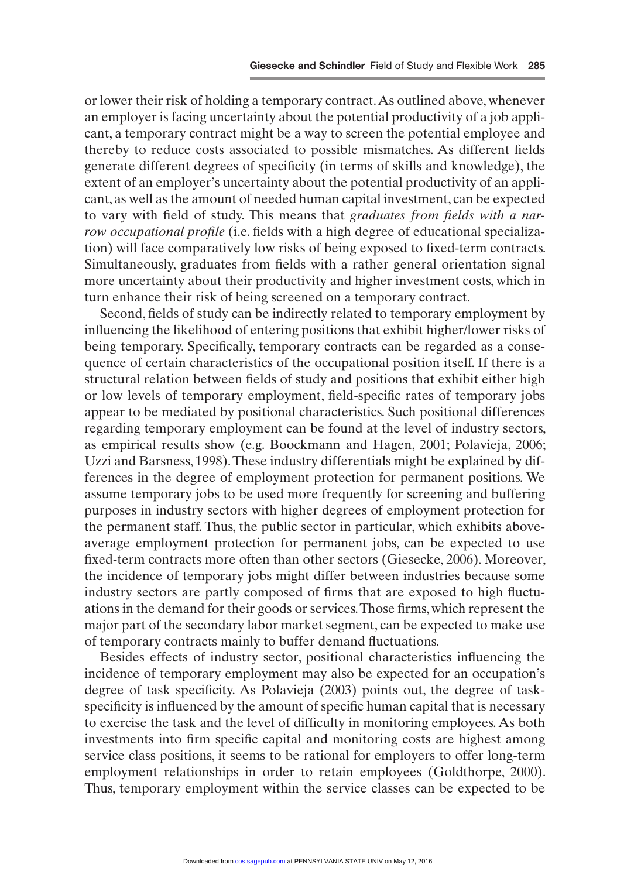or lower their risk of holding a temporary contract. As outlined above, whenever an employer is facing uncertainty about the potential productivity of a job applicant, a temporary contract might be a way to screen the potential employee and thereby to reduce costs associated to possible mismatches. As different fields generate different degrees of specificity (in terms of skills and knowledge), the extent of an employer's uncertainty about the potential productivity of an applicant, as well as the amount of needed human capital investment, can be expected to vary with field of study. This means that *graduates from fields with a narrow occupational profile* (i.e. fields with a high degree of educational specialization) will face comparatively low risks of being exposed to fixed-term contracts. Simultaneously, graduates from fields with a rather general orientation signal more uncertainty about their productivity and higher investment costs, which in turn enhance their risk of being screened on a temporary contract.

Second, fields of study can be indirectly related to temporary employment by influencing the likelihood of entering positions that exhibit higher/lower risks of being temporary. Specifically, temporary contracts can be regarded as a consequence of certain characteristics of the occupational position itself. If there is a structural relation between fields of study and positions that exhibit either high or low levels of temporary employment, field-specific rates of temporary jobs appear to be mediated by positional characteristics. Such positional differences regarding temporary employment can be found at the level of industry sectors, as empirical results show (e.g. Boockmann and Hagen, 2001; Polavieja, 2006; Uzzi and Barsness, 1998). These industry differentials might be explained by differences in the degree of employment protection for permanent positions. We assume temporary jobs to be used more frequently for screening and buffering purposes in industry sectors with higher degrees of employment protection for the permanent staff. Thus, the public sector in particular, which exhibits above-average employment protection for permanent jobs, can be expected to use fixed-term contracts more often than other sectors (Giesecke, 2006). Moreover, the incidence of temporary jobs might differ between industries because some industry sectors are partly composed of firms that are exposed to high fluctuations in the demand for their goods or services. Those firms, which represent the major part of the secondary labor market segment, can be expected to make use of temporary contracts mainly to buffer demand fluctuations.

Besides effects of industry sector, positional characteristics influencing the incidence of temporary employment may also be expected for an occupation's degree of task specificity. As Polavieja (2003) points out, the degree of task-specificity is influenced by the amount of specific human capital that is necessary to exercise the task and the level of difficulty in monitoring employees. As both investments into firm specific capital and monitoring costs are highest among service class positions, it seems to be rational for employers to offer long-term employment relationships in order to retain employees (Goldthorpe, 2000). Thus, temporary employment within the service classes can be expected to be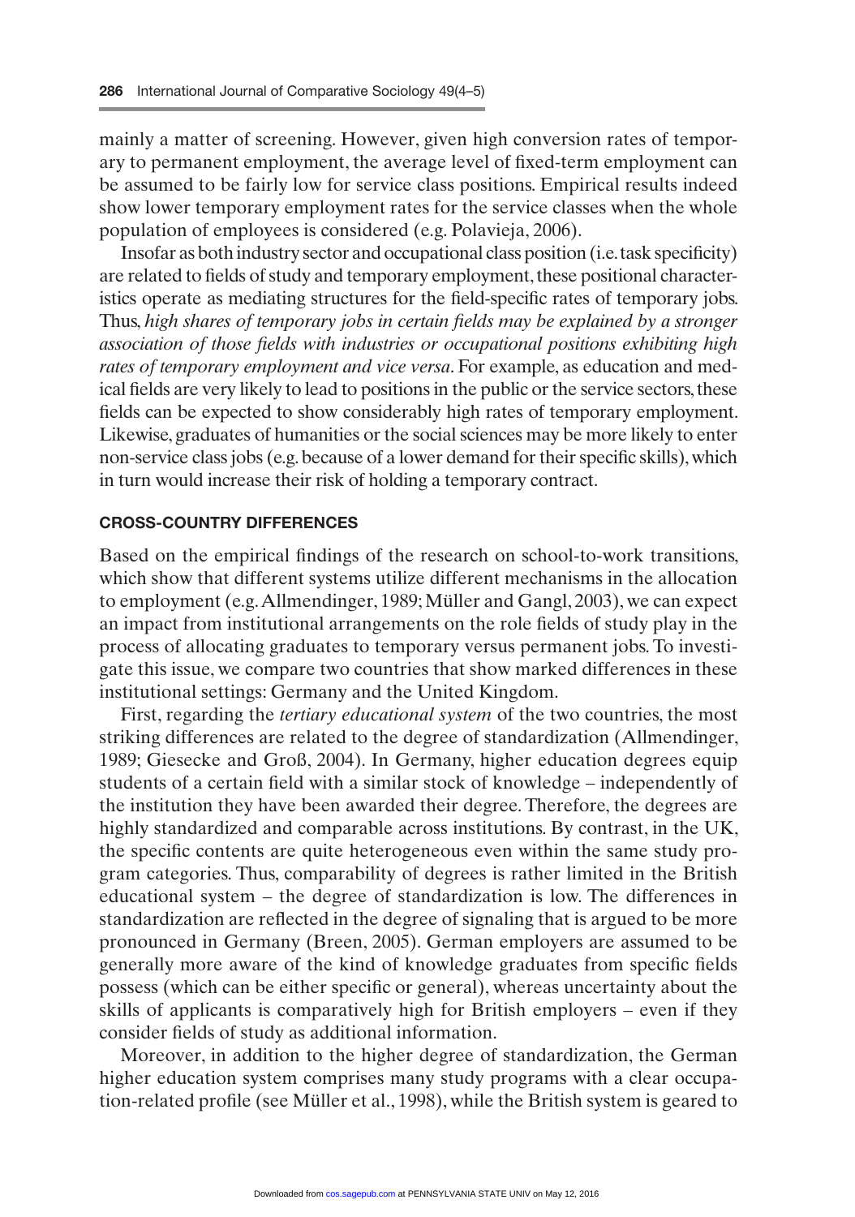mainly a matter of screening. However, given high conversion rates of temporary to permanent employment, the average level of fixed-term employment can be assumed to be fairly low for service class positions. Empirical results indeed show lower temporary employment rates for the service classes when the whole population of employees is considered (e.g. Polavieja, 2006).

Insofar as both industry sector and occupational class position (i.e. task specificity) are related to fields of study and temporary employment, these positional characteristics operate as mediating structures for the field-specific rates of temporary jobs. Thus, *high shares of temporary jobs in certain fields may be explained by a stronger association of those fields with industries or occupational positions exhibiting high rates of temporary employment and vice versa*. For example, as education and medical fields are very likely to lead to positions in the public or the service sectors, these fields can be expected to show considerably high rates of temporary employment. Likewise, graduates of humanities or the social sciences may be more likely to enter non-service class jobs (e.g. because of a lower demand for their specific skills), which in turn would increase their risk of holding a temporary contract.

## CROSS-COUNTRY DIFFERENCES

Based on the empirical findings of the research on school-to-work transitions, which show that different systems utilize different mechanisms in the allocation to employment (e.g. Allmendinger, 1989; Müller and Gangl, 2003), we can expect an impact from institutional arrangements on the role fields of study play in the process of allocating graduates to temporary versus permanent jobs. To investigate this issue, we compare two countries that show marked differences in these institutional settings: Germany and the United Kingdom.

First, regarding the *tertiary educational system* of the two countries, the most striking differences are related to the degree of standardization (Allmendinger, 1989; Giesecke and Groß, 2004). In Germany, higher education degrees equip students of a certain field with a similar stock of knowledge – independently of the institution they have been awarded their degree. Therefore, the degrees are highly standardized and comparable across institutions. By contrast, in the UK, the specific contents are quite heterogeneous even within the same study program categories. Thus, comparability of degrees is rather limited in the British educational system – the degree of standardization is low. The differences in standardization are reflected in the degree of signaling that is argued to be more pronounced in Germany (Breen, 2005). German employers are assumed to be generally more aware of the kind of knowledge graduates from specific fields possess (which can be either specific or general), whereas uncertainty about the skills of applicants is comparatively high for British employers – even if they consider fields of study as additional information.

Moreover, in addition to the higher degree of standardization, the German higher education system comprises many study programs with a clear occupation-related profile (see Müller et al., 1998), while the British system is geared to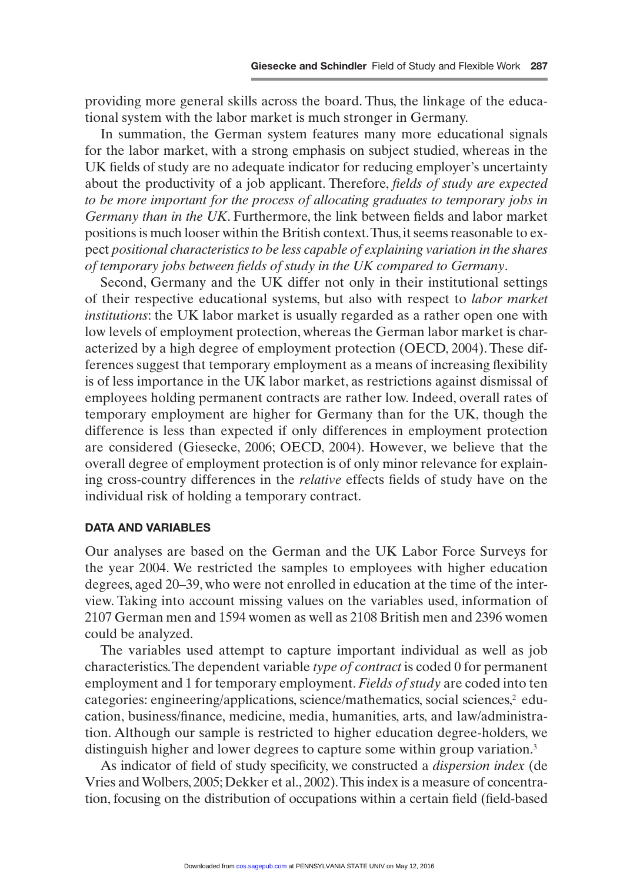providing more general skills across the board. Thus, the linkage of the educational system with the labor market is much stronger in Germany.

In summation, the German system features many more educational signals for the labor market, with a strong emphasis on subject studied, whereas in the UK fields of study are no adequate indicator for reducing employer's uncertainty about the productivity of a job applicant. Therefore, *fields of study are expected to be more important for the process of allocating graduates to temporary jobs in Germany than in the UK*. Furthermore, the link between fields and labor market positions is much looser within the British context. Thus, it seems reasonable to expect *positional characteristics to be less capable of explaining variation in the shares of temporary jobs between fields of study in the UK compared to Germany*.

Second, Germany and the UK differ not only in their institutional settings of their respective educational systems, but also with respect to *labor market institutions*: the UK labor market is usually regarded as a rather open one with low levels of employment protection, whereas the German labor market is characterized by a high degree of employment protection (OECD, 2004). These differences suggest that temporary employment as a means of increasing flexibility is of less importance in the UK labor market, as restrictions against dismissal of employees holding permanent contracts are rather low. Indeed, overall rates of temporary employment are higher for Germany than for the UK, though the difference is less than expected if only differences in employment protection are considered (Giesecke, 2006; OECD, 2004). However, we believe that the overall degree of employment protection is of only minor relevance for explaining cross-country differences in the *relative* effects fields of study have on the individual risk of holding a temporary contract.

## DATA AND VARIABLES

Our analyses are based on the German and the UK Labor Force Surveys for the year 2004. We restricted the samples to employees with higher education degrees, aged 20–39, who were not enrolled in education at the time of the interview. Taking into account missing values on the variables used, information of 2107 German men and 1594 women as well as 2108 British men and 2396 women could be analyzed.

The variables used attempt to capture important individual as well as job characteristics. The dependent variable *type of contract* is coded 0 for permanent employment and 1 for temporary employment. *Fields of study* are coded into ten categories: engineering/applications, science/mathematics, social sciences,[2] education, business/finance, medicine, media, humanities, arts, and law/administration. Although our sample is restricted to higher education degree-holders, we distinguish higher and lower degrees to capture some within group variation.[3]

As indicator of field of study specificity, we constructed a *dispersion index* (de Vries and Wolbers, 2005; Dekker et al., 2002). This index is a measure of concentration, focusing on the distribution of occupations within a certain field (field-based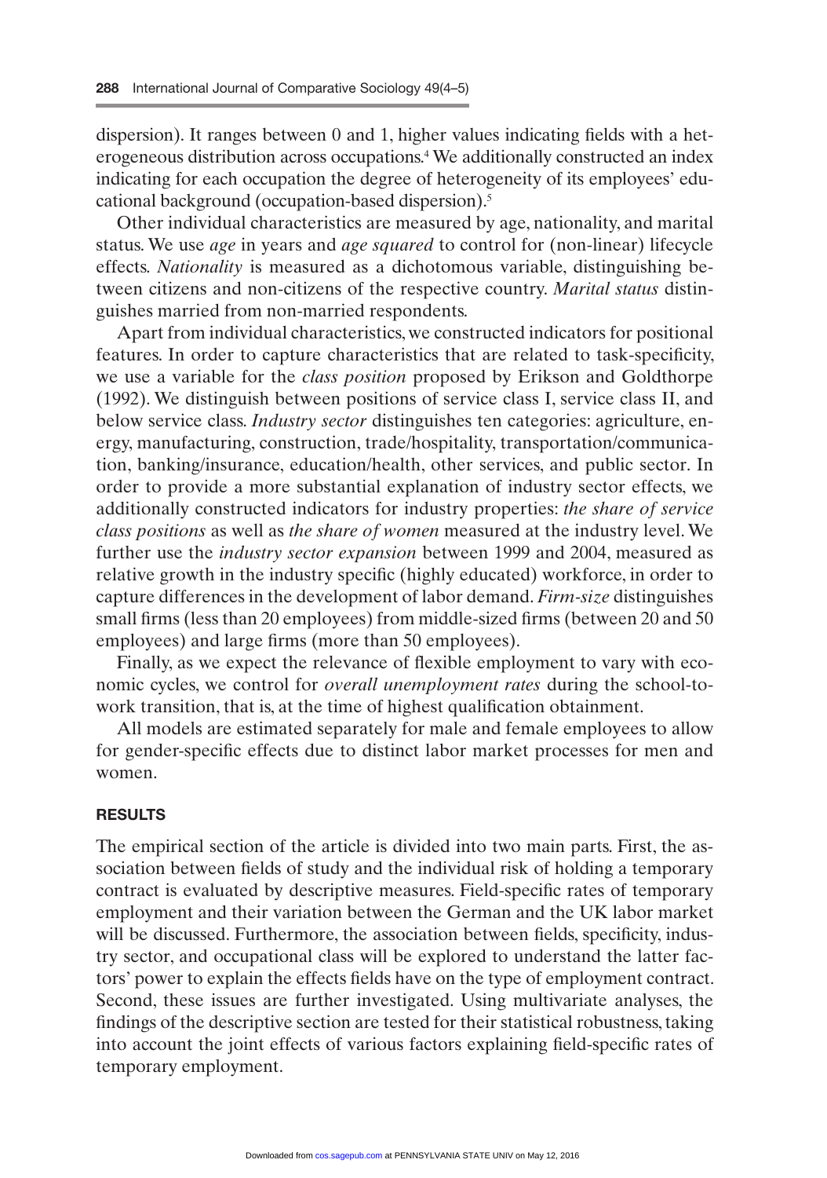dispersion). It ranges between 0 and 1, higher values indicating fields with a heterogeneous distribution across occupations.[4] We additionally constructed an index indicating for each occupation the degree of heterogeneity of its employees' educational background (occupation-based dispersion).[5]

Other individual characteristics are measured by age, nationality, and marital status. We use *age* in years and *age squared* to control for (non-linear) lifecycle effects. *Nationality* is measured as a dichotomous variable, distinguishing between citizens and non-citizens of the respective country. *Marital status* distinguishes married from non-married respondents.

Apart from individual characteristics, we constructed indicators for positional features. In order to capture characteristics that are related to task-specificity, we use a variable for the *class position* proposed by Erikson and Goldthorpe (1992). We distinguish between positions of service class I, service class II, and below service class. *Industry sector* distinguishes ten categories: agriculture, energy, manufacturing, construction, trade/hospitality, transportation/communication, banking/insurance, education/health, other services, and public sector. In order to provide a more substantial explanation of industry sector effects, we additionally constructed indicators for industry properties: *the share of service class positions* as well as *the share of women* measured at the industry level. We further use the *industry sector expansion* between 1999 and 2004, measured as relative growth in the industry specific (highly educated) workforce, in order to capture differences in the development of labor demand. *Firm-size* distinguishes small firms (less than 20 employees) from middle-sized firms (between 20 and 50 employees) and large firms (more than 50 employees).

Finally, as we expect the relevance of flexible employment to vary with economic cycles, we control for *overall unemployment rates* during the school-to-work transition, that is, at the time of highest qualification obtainment.

All models are estimated separately for male and female employees to allow for gender-specific effects due to distinct labor market processes for men and women.

## RESULTS

The empirical section of the article is divided into two main parts. First, the association between fields of study and the individual risk of holding a temporary contract is evaluated by descriptive measures. Field-specific rates of temporary employment and their variation between the German and the UK labor market will be discussed. Furthermore, the association between fields, specificity, industry sector, and occupational class will be explored to understand the latter factors' power to explain the effects fields have on the type of employment contract. Second, these issues are further investigated. Using multivariate analyses, the findings of the descriptive section are tested for their statistical robustness, taking into account the joint effects of various factors explaining field-specific rates of temporary employment.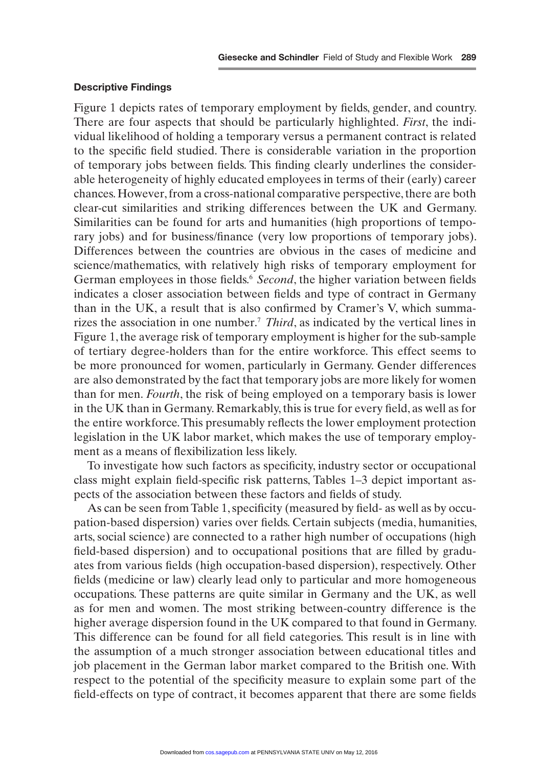#### Descriptive Findings

Figure 1 depicts rates of temporary employment by fields, gender, and country. There are four aspects that should be particularly highlighted. *First*, the individual likelihood of holding a temporary versus a permanent contract is related to the specific field studied. There is considerable variation in the proportion of temporary jobs between fields. This finding clearly underlines the considerable heterogeneity of highly educated employees in terms of their (early) career chances. However, from a cross-national comparative perspective, there are both clear-cut similarities and striking differences between the UK and Germany. Similarities can be found for arts and humanities (high proportions of temporary jobs) and for business/finance (very low proportions of temporary jobs). Differences between the countries are obvious in the cases of medicine and science/mathematics, with relatively high risks of temporary employment for German employees in those fields.[6] *Second*, the higher variation between fields indicates a closer association between fields and type of contract in Germany than in the UK, a result that is also confirmed by Cramer's V, which summarizes the association in one number.[7] *Third*, as indicated by the vertical lines in Figure 1, the average risk of temporary employment is higher for the sub-sample of tertiary degree-holders than for the entire workforce. This effect seems to be more pronounced for women, particularly in Germany. Gender differences are also demonstrated by the fact that temporary jobs are more likely for women than for men. *Fourth*, the risk of being employed on a temporary basis is lower in the UK than in Germany. Remarkably, this is true for every field, as well as for the entire workforce. This presumably reflects the lower employment protection legislation in the UK labor market, which makes the use of temporary employment as a means of flexibilization less likely.

To investigate how such factors as specificity, industry sector or occupational class might explain field-specific risk patterns, Tables 1–3 depict important aspects of the association between these factors and fields of study.

As can be seen from Table 1, specificity (measured by field- as well as by occupation-based dispersion) varies over fields. Certain subjects (media, humanities, arts, social science) are connected to a rather high number of occupations (high field-based dispersion) and to occupational positions that are filled by graduates from various fields (high occupation-based dispersion), respectively. Other fields (medicine or law) clearly lead only to particular and more homogeneous occupations. These patterns are quite similar in Germany and the UK, as well as for men and women. The most striking between-country difference is the higher average dispersion found in the UK compared to that found in Germany. This difference can be found for all field categories. This result is in line with the assumption of a much stronger association between educational titles and job placement in the German labor market compared to the British one. With respect to the potential of the specificity measure to explain some part of the field-effects on type of contract, it becomes apparent that there are some fields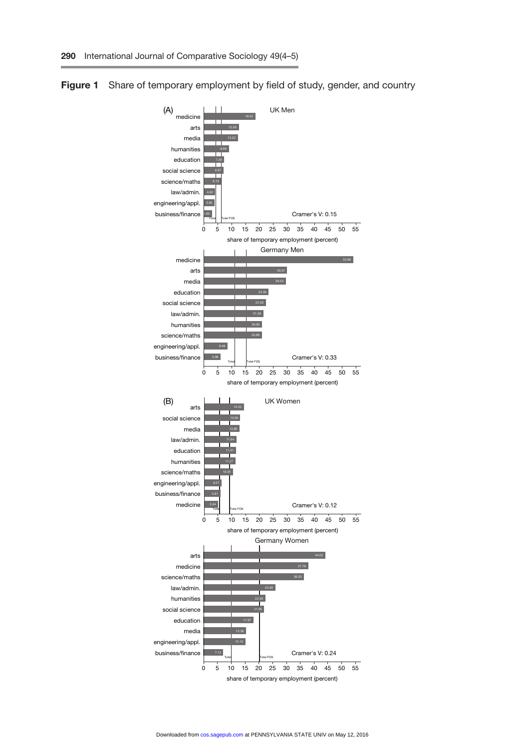**Figure 1** Share of temporary employment by field of study, gender, and country

(A) UK Men

| Field of study | Share of temporary employment (percent) |
|---|---|
| medicine | 18.52 |
| arts | 12.56 |
| media | 12.22 |
| humanities | 8.89 |
| education | 7.28 |
| social science | 6.97 |
| science/maths | 6.16 |
| law/admin. | 4.02 |
| engineering/appl. | 3.82 |
| business/finance | 2.85 |

Cramer's V: 0.15

Germany Men

| Field of study | Share of temporary employment (percent) |
|---|---|
| medicine | 53.96 |
| arts | 30.07 |
| media | 29.53 |
| education | 23.40 |
| social science | 22.30 |
| law/admin. | 21.39 |
| humanities | 20.95 |
| science/maths | 20.88 |
| engineering/appl. | 8.48 |
| business/finance | 5.96 |

Cramer's V: 0.33

(B) UK Women

| Field of study | Share of temporary employment (percent) |
|---|---|
| arts | 14.32 |
| social science | 13.06 |
| media | 12.80 |
| law/admin. | 11.64 |
| education | 11.51 |
| humanities | 11.27 |
| science/maths | 10.34 |
| engineering/appl. | 6.27 |
| business/finance | 5.81 |
| medicine | 5.04 |

Cramer's V: 0.12

Germany Women

| Field of study | Share of temporary employment (percent) |
|---|---|
| arts | 44.02 |
| medicine | 37.79 |
| science/maths | 36.33 |
| law/admin. | 25.92 |
| humanities | 22.30 |
| social science | 21.95 |
| education | 17.97 |
| media | 15.36 |
| engineering/appl. | 15.10 |
| business/finance | 7.12 |

Cramer's V: 0.24

Vertical reference lines in each panel: Total, Total FOS. X-axis: share of temporary employment (percent), 0–55.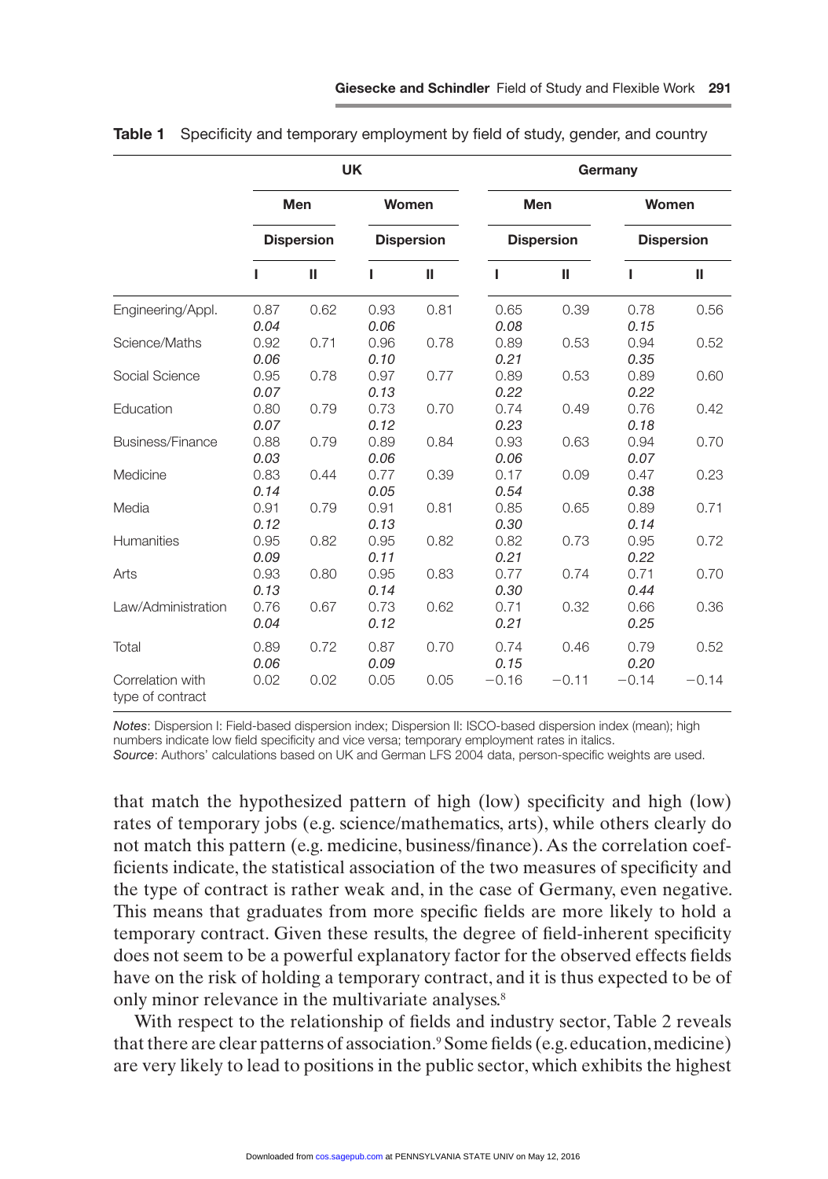**Table 1** Specificity and temporary employment by field of study, gender, and country

| | UK | | | | Germany | | | |
|---|---|---|---|---|---|---|---|---|
| | Men | | Women | | Men | | Women | |
| | Dispersion | | Dispersion | | Dispersion | | Dispersion | |
| | I | II | I | II | I | II | I | II |
| Engineering/Appl. | 0.87 | 0.62 | 0.93 | 0.81 | 0.65 | 0.39 | 0.78 | 0.56 |
| | *0.04* | | *0.06* | | *0.08* | | *0.15* | |
| Science/Maths | 0.92 | 0.71 | 0.96 | 0.78 | 0.89 | 0.53 | 0.94 | 0.52 |
| | *0.06* | | *0.10* | | *0.21* | | *0.35* | |
| Social Science | 0.95 | 0.78 | 0.97 | 0.77 | 0.89 | 0.53 | 0.89 | 0.60 |
| | *0.07* | | *0.13* | | *0.22* | | *0.22* | |
| Education | 0.80 | 0.79 | 0.73 | 0.70 | 0.74 | 0.49 | 0.76 | 0.42 |
| | *0.07* | | *0.12* | | *0.23* | | *0.18* | |
| Business/Finance | 0.88 | 0.79 | 0.89 | 0.84 | 0.93 | 0.63 | 0.94 | 0.70 |
| | *0.03* | | *0.06* | | *0.06* | | *0.07* | |
| Medicine | 0.83 | 0.44 | 0.77 | 0.39 | 0.17 | 0.09 | 0.47 | 0.23 |
| | *0.14* | | *0.05* | | *0.54* | | *0.38* | |
| Media | 0.91 | 0.79 | 0.91 | 0.81 | 0.85 | 0.65 | 0.89 | 0.71 |
| | *0.12* | | *0.13* | | *0.30* | | *0.14* | |
| Humanities | 0.95 | 0.82 | 0.95 | 0.82 | 0.82 | 0.73 | 0.95 | 0.72 |
| | *0.09* | | *0.11* | | *0.21* | | *0.22* | |
| Arts | 0.93 | 0.80 | 0.95 | 0.83 | 0.77 | 0.74 | 0.71 | 0.70 |
| | *0.13* | | *0.14* | | *0.30* | | *0.44* | |
| Law/Administration | 0.76 | 0.67 | 0.73 | 0.62 | 0.71 | 0.32 | 0.66 | 0.36 |
| | *0.04* | | *0.12* | | *0.21* | | *0.25* | |
| Total | 0.89 | 0.72 | 0.87 | 0.70 | 0.74 | 0.46 | 0.79 | 0.52 |
| | *0.06* | | *0.09* | | *0.15* | | *0.20* | |
| Correlation with type of contract | 0.02 | 0.02 | 0.05 | 0.05 | −0.16 | −0.11 | −0.14 | −0.14 |

*Notes*: Dispersion I: Field-based dispersion index; Dispersion II: ISCO-based dispersion index (mean); high numbers indicate low field specificity and vice versa; temporary employment rates in italics.
*Source*: Authors' calculations based on UK and German LFS 2004 data, person-specific weights are used.

that match the hypothesized pattern of high (low) specificity and high (low) rates of temporary jobs (e.g. science/mathematics, arts), while others clearly do not match this pattern (e.g. medicine, business/finance). As the correlation coefficients indicate, the statistical association of the two measures of specificity and the type of contract is rather weak and, in the case of Germany, even negative. This means that graduates from more specific fields are more likely to hold a temporary contract. Given these results, the degree of field-inherent specificity does not seem to be a powerful explanatory factor for the observed effects fields have on the risk of holding a temporary contract, and it is thus expected to be of only minor relevance in the multivariate analyses.[8]

With respect to the relationship of fields and industry sector, Table 2 reveals that there are clear patterns of association.[9] Some fields (e.g. education, medicine) are very likely to lead to positions in the public sector, which exhibits the highest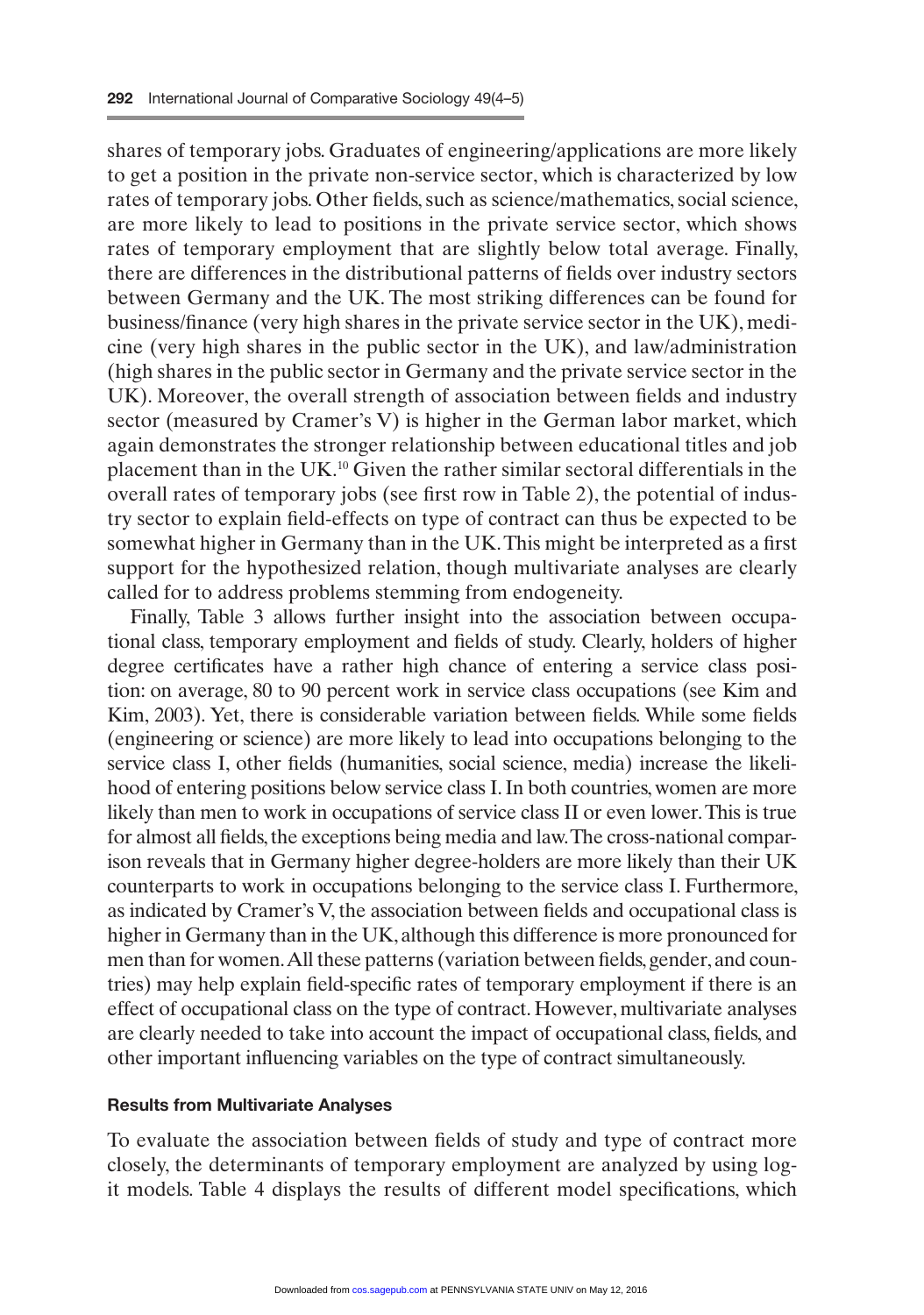shares of temporary jobs. Graduates of engineering/applications are more likely to get a position in the private non-service sector, which is characterized by low rates of temporary jobs. Other fields, such as science/mathematics, social science, are more likely to lead to positions in the private service sector, which shows rates of temporary employment that are slightly below total average. Finally, there are differences in the distributional patterns of fields over industry sectors between Germany and the UK. The most striking differences can be found for business/finance (very high shares in the private service sector in the UK), medicine (very high shares in the public sector in the UK), and law/administration (high shares in the public sector in Germany and the private service sector in the UK). Moreover, the overall strength of association between fields and industry sector (measured by Cramer's V) is higher in the German labor market, which again demonstrates the stronger relationship between educational titles and job placement than in the UK.[10] Given the rather similar sectoral differentials in the overall rates of temporary jobs (see first row in Table 2), the potential of industry sector to explain field-effects on type of contract can thus be expected to be somewhat higher in Germany than in the UK. This might be interpreted as a first support for the hypothesized relation, though multivariate analyses are clearly called for to address problems stemming from endogeneity.

Finally, Table 3 allows further insight into the association between occupational class, temporary employment and fields of study. Clearly, holders of higher degree certificates have a rather high chance of entering a service class position: on average, 80 to 90 percent work in service class occupations (see Kim and Kim, 2003). Yet, there is considerable variation between fields. While some fields (engineering or science) are more likely to lead into occupations belonging to the service class I, other fields (humanities, social science, media) increase the likelihood of entering positions below service class I. In both countries, women are more likely than men to work in occupations of service class II or even lower. This is true for almost all fields, the exceptions being media and law. The cross-national comparison reveals that in Germany higher degree-holders are more likely than their UK counterparts to work in occupations belonging to the service class I. Furthermore, as indicated by Cramer's V, the association between fields and occupational class is higher in Germany than in the UK, although this difference is more pronounced for men than for women. All these patterns (variation between fields, gender, and countries) may help explain field-specific rates of temporary employment if there is an effect of occupational class on the type of contract. However, multivariate analyses are clearly needed to take into account the impact of occupational class, fields, and other important influencing variables on the type of contract simultaneously.

#### Results from Multivariate Analyses

To evaluate the association between fields of study and type of contract more closely, the determinants of temporary employment are analyzed by using logit models. Table 4 displays the results of different model specifications, which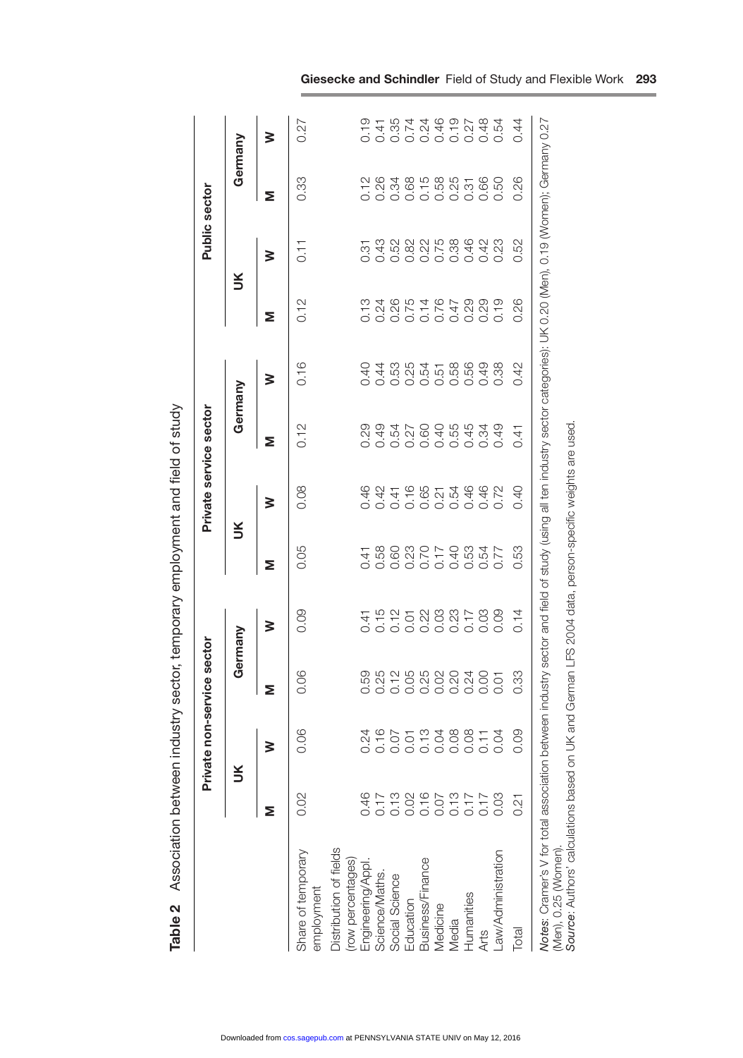**Table 2** Association between industry sector, temporary employment and field of study

| | Private non-service sector | | | | Private service sector | | | | Public sector | | | |
|---|---|---|---|---|---|---|---|---|---|---|---|---|
| | UK | | Germany | | UK | | Germany | | UK | | Germany | |
| | M | W | M | W | M | W | M | W | M | W | M | W |
| Share of temporary employment | 0.02 | 0.06 | 0.06 | 0.09 | 0.05 | 0.08 | 0.12 | 0.16 | 0.12 | 0.11 | 0.33 | 0.27 |
| Distribution of fields (row percentages) | | | | | | | | | | | | |
| Engineering/Appl. | 0.46 | 0.24 | 0.59 | 0.41 | 0.41 | 0.46 | 0.29 | 0.40 | 0.13 | 0.31 | 0.12 | 0.19 |
| Science/Maths. | 0.17 | 0.16 | 0.25 | 0.15 | 0.58 | 0.42 | 0.49 | 0.44 | 0.24 | 0.43 | 0.26 | 0.41 |
| Social Science | 0.13 | 0.07 | 0.12 | 0.12 | 0.60 | 0.41 | 0.54 | 0.53 | 0.26 | 0.52 | 0.34 | 0.35 |
| Education | 0.02 | 0.01 | 0.05 | 0.01 | 0.23 | 0.16 | 0.27 | 0.25 | 0.75 | 0.82 | 0.68 | 0.74 |
| Business/Finance | 0.16 | 0.13 | 0.25 | 0.22 | 0.70 | 0.65 | 0.60 | 0.54 | 0.14 | 0.22 | 0.15 | 0.24 |
| Medicine | 0.07 | 0.04 | 0.02 | 0.03 | 0.17 | 0.21 | 0.40 | 0.51 | 0.76 | 0.75 | 0.58 | 0.46 |
| Media | 0.13 | 0.08 | 0.20 | 0.23 | 0.40 | 0.54 | 0.55 | 0.58 | 0.47 | 0.38 | 0.25 | 0.19 |
| Humanities | 0.17 | 0.08 | 0.24 | 0.17 | 0.53 | 0.46 | 0.45 | 0.56 | 0.29 | 0.46 | 0.31 | 0.27 |
| Arts | 0.17 | 0.11 | 0.00 | 0.03 | 0.54 | 0.46 | 0.34 | 0.49 | 0.29 | 0.42 | 0.66 | 0.48 |
| Law/Administration | 0.03 | 0.04 | 0.01 | 0.09 | 0.77 | 0.72 | 0.49 | 0.38 | 0.19 | 0.23 | 0.50 | 0.54 |
| Total | 0.21 | 0.09 | 0.33 | 0.14 | 0.53 | 0.40 | 0.41 | 0.42 | 0.26 | 0.52 | 0.26 | 0.44 |

***Notes***: Cramer's V for total association between industry sector and field of study (using all ten industry sector categories): UK 0.20 (Men), 0.19 (Women); Germany 0.27 (Men), 0.25 (Women).
*Source*: Authors' calculations based on UK and German LFS 2004 data, person-specific weights are used.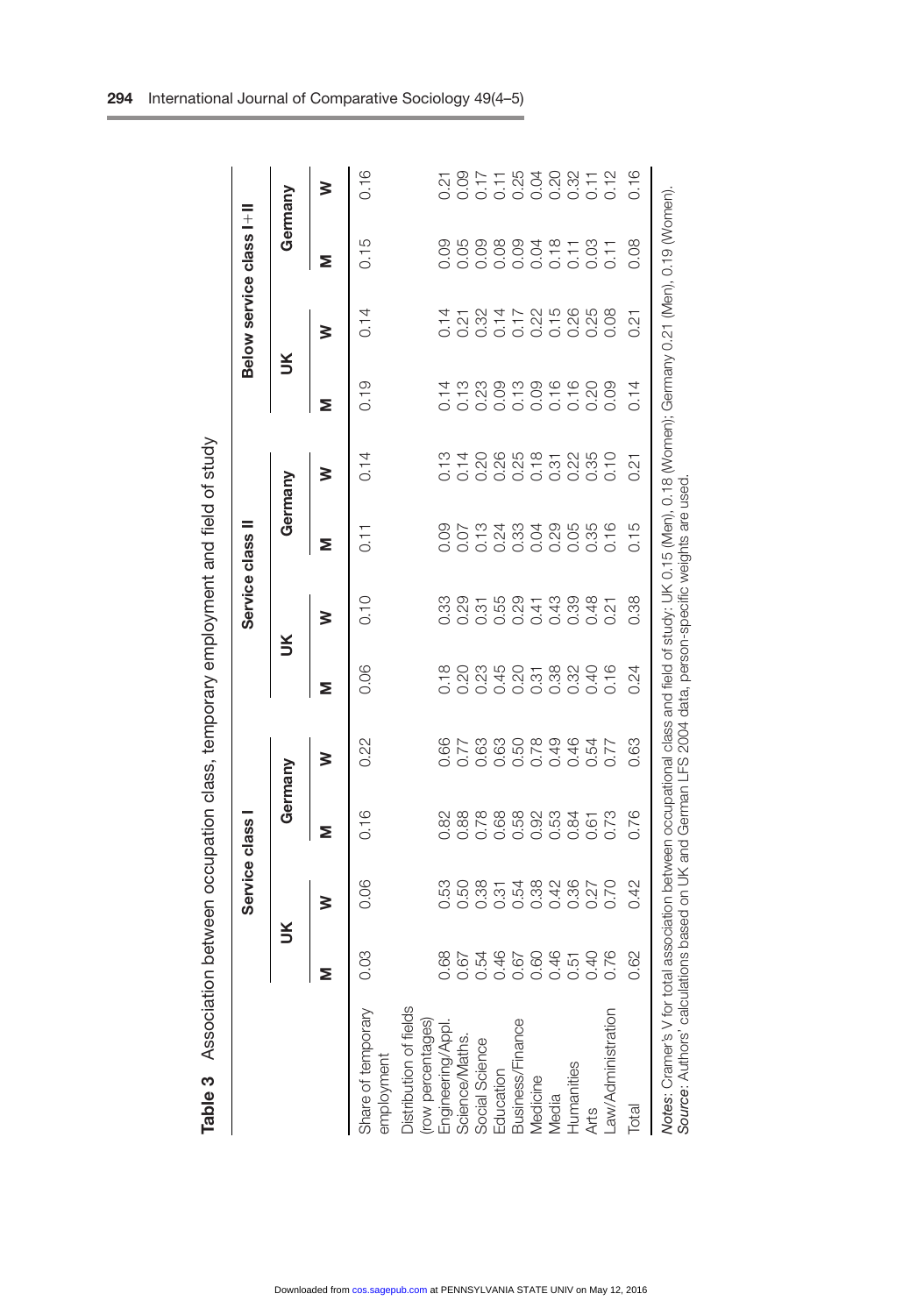**Table 3** Association between occupation class, temporary employment and field of study

| | Service class I | | | | Service class II | | | | Below service class I+II | | | |
|---|---|---|---|---|---|---|---|---|---|---|---|---|
| | UK | | Germany | | UK | | Germany | | UK | | Germany | |
| | M | W | M | W | M | W | M | W | M | W | M | W |
| Share of temporary employment | 0.03 | 0.06 | 0.16 | 0.22 | 0.06 | 0.10 | 0.11 | 0.14 | 0.19 | 0.14 | 0.15 | 0.16 |
| Distribution of fields (row percentages) | | | | | | | | | | | | |
| Engineering/Appl. | 0.68 | 0.53 | 0.82 | 0.66 | 0.18 | 0.33 | 0.09 | 0.13 | 0.14 | 0.14 | 0.09 | 0.21 |
| Science/Maths. | 0.67 | 0.50 | 0.88 | 0.77 | 0.20 | 0.29 | 0.07 | 0.14 | 0.13 | 0.21 | 0.05 | 0.09 |
| Social Science | 0.54 | 0.38 | 0.78 | 0.63 | 0.23 | 0.31 | 0.13 | 0.20 | 0.23 | 0.32 | 0.09 | 0.17 |
| Education | 0.46 | 0.31 | 0.68 | 0.63 | 0.45 | 0.55 | 0.24 | 0.26 | 0.09 | 0.14 | 0.08 | 0.11 |
| Business/Finance | 0.67 | 0.54 | 0.58 | 0.50 | 0.20 | 0.29 | 0.33 | 0.25 | 0.13 | 0.17 | 0.09 | 0.25 |
| Medicine | 0.60 | 0.38 | 0.92 | 0.78 | 0.31 | 0.41 | 0.04 | 0.18 | 0.09 | 0.22 | 0.04 | 0.04 |
| Media | 0.46 | 0.42 | 0.53 | 0.49 | 0.38 | 0.43 | 0.29 | 0.31 | 0.16 | 0.15 | 0.18 | 0.20 |
| Humanities | 0.51 | 0.36 | 0.84 | 0.46 | 0.32 | 0.39 | 0.05 | 0.22 | 0.16 | 0.26 | 0.11 | 0.32 |
| Arts | 0.40 | 0.27 | 0.61 | 0.54 | 0.40 | 0.48 | 0.35 | 0.35 | 0.20 | 0.25 | 0.03 | 0.11 |
| Law/Administration | 0.76 | 0.70 | 0.73 | 0.77 | 0.16 | 0.21 | 0.16 | 0.10 | 0.09 | 0.08 | 0.11 | 0.12 |
| Total | 0.62 | 0.42 | 0.76 | 0.63 | 0.24 | 0.38 | 0.15 | 0.21 | 0.14 | 0.21 | 0.08 | 0.16 |

*Notes*: Cramer's V for total association between occupational class and field of study: UK 0.15 (Men), 0.18 (Women); Germany 0.21 (Men), 0.19 (Women).
*Source*: Authors' calculations based on UK and German LFS 2004 data, person-specific weights are used.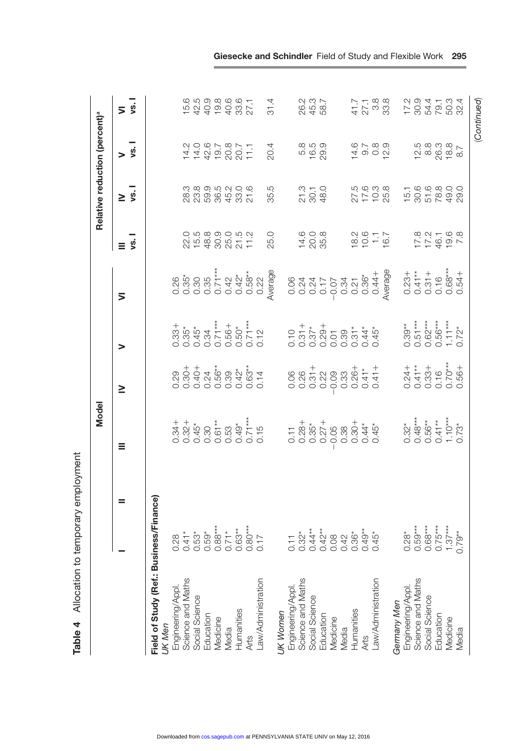**Table 4** Allocation to temporary employment

| | Model | | | | | | Relative reduction (percent)[a] | | | |
|---|---|---|---|---|---|---|---|---|---|---|
| | I | II | III | IV | V | VI | III vs. I | IV vs. I | V vs. I | VI vs. I |
| **Field of Study (Ref.: Business/Finance)** | | | | | | | | | | |
| *UK Men* | | | | | | | | | | |
| Engineering/Appl. | 0.28 | | 0.34+ | 0.29 | 0.33+ | 0.26 | 22.0 | 28.3 | 14.2 | 15.6 |
| Science and Maths | 0.41* | | 0.32+ | 0.30+ | 0.35* | 0.35* | 15.5 | 23.8 | 14.0 | 42.5 |
| Social Science | 0.53* | | 0.45* | 0.40+ | 0.45* | 0.30 | 48.8 | 59.9 | 42.6 | 40.9 |
| Education | 0.59* | | 0.30 | 0.24 | 0.34 | 0.35 | 30.9 | 36.5 | 19.7 | 19.8 |
| Medicine | 0.88*** | | 0.61** | 0.56** | 0.71*** | 0.71*** | 25.0 | 45.2 | 20.8 | 40.6 |
| Media | 0.71* | | 0.53 | 0.39 | 0.56+ | 0.42 | 21.5 | 33.0 | 20.7 | 33.6 |
| Humanities | 0.63** | | 0.49* | 0.42* | 0.50* | 0.42* | 11.2 | 21.6 | 11.1 | 27.1 |
| Arts | 0.80*** | | 0.71*** | 0.63** | 0.71*** | 0.58** | | | | |
| Law/Administration | 0.17 | | 0.15 | 0.14 | 0.12 | 0.22 | | | | |
| | | | | | | Average | 25.0 | 35.5 | 20.4 | 31.4 |
| *UK Women* | | | | | | | | | | |
| Engineering/Appl. | 0.11 | | 0.11 | 0.06 | 0.10 | 0.06 | | | | |
| Science and Maths | 0.32* | | 0.28+ | 0.26 | 0.31+ | 0.24 | 14.6 | 21.3 | 5.8 | 26.2 |
| Social Science | 0.44** | | 0.35* | 0.31+ | 0.37* | 0.24 | 20.0 | 30.1 | 16.5 | 45.3 |
| Education | 0.42* | | 0.27+ | 0.22 | 0.29+ | 0.17 | 35.8 | 48.0 | 29.9 | 58.7 |
| Medicine | 0.08 | | −0.05 | −0.09 | 0.01 | −0.07 | | | | |
| Media | 0.42 | | 0.38 | 0.33 | 0.39 | 0.34 | | | | |
| Humanities | 0.36* | | 0.30+ | 0.26+ | 0.31* | 0.21 | 18.2 | 27.5 | 14.6 | 41.7 |
| Arts | 0.49** | | 0.44* | 0.41* | 0.44* | 0.36* | 10.6 | 17.6 | 9.7 | 27.1 |
| Law/Administration | 0.45* | | 0.45* | 0.41+ | 0.45* | 0.44+ | 1.1 | 10.3 | 0.8 | 3.8 |
| | | | | | | Average | 16.7 | 25.8 | 12.9 | 33.8 |
| *Germany Men* | | | | | | | | | | |
| Engineering/Appl. | 0.28* | | 0.32* | 0.24+ | 0.39** | 0.23+ | | 15.1 | | 17.2 |
| Science and Maths | 0.59*** | | 0.48*** | 0.41** | 0.51*** | 0.41** | 17.8 | 30.6 | 12.5 | 30.9 |
| Social Science | 0.68*** | | 0.56** | 0.33+ | 0.62*** | 0.31+ | 17.2 | 51.6 | 8.8 | 54.4 |
| Education | 0.75*** | | 0.41** | 0.16 | 0.56*** | 0.16 | 46.1 | 78.8 | 26.3 | 79.1 |
| Medicine | 1.37*** | | 1.10*** | 0.70*** | 1.11*** | 0.68*** | 19.6 | 49.0 | 18.8 | 50.3 |
| Media | 0.79** | | 0.73* | 0.56+ | 0.72* | 0.54+ | 7.8 | 29.0 | 8.7 | 32.4 |

(Continued)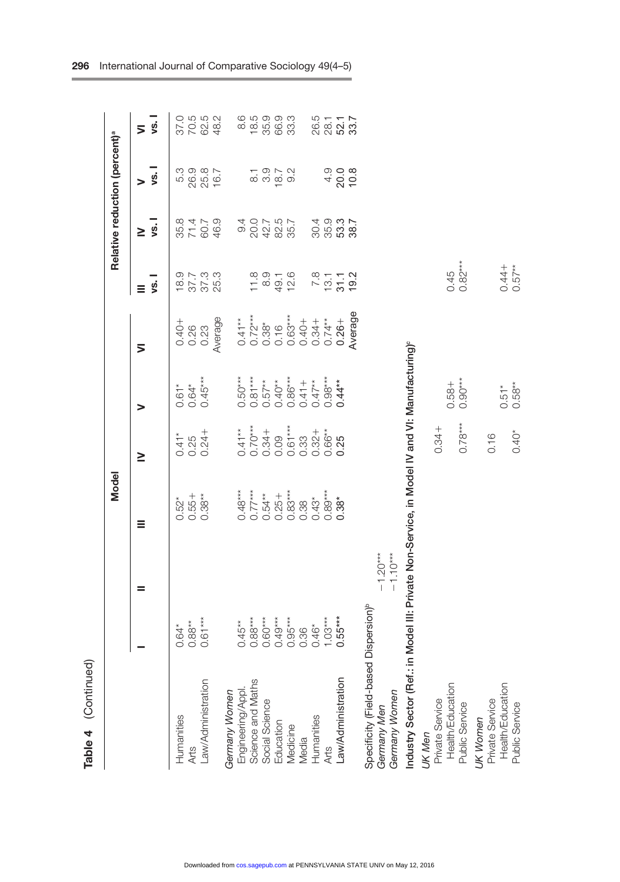**Table 4** (Continued)

| | Model | | | | | | Relative reduction (percent)[a] | | | |
|---|---|---|---|---|---|---|---|---|---|---|
| | I | II | III | IV | V | VI | III vs. I | IV vs. I | V vs. I | VI vs. I |
| Humanities | 0.64* | | 0.52* | 0.41* | 0.61* | 0.40+ | 18.9 | 35.8 | 5.3 | 37.0 |
| Arts | 0.88** | | 0.55+ | 0.25 | 0.64* | 0.26 | 37.7 | 71.4 | 26.9 | 70.5 |
| Law/Administration | 0.61*** | | 0.38** | 0.24+ | 0.45*** | 0.23 | 37.3 | 60.7 | 25.8 | 62.5 |
| | | | | | | Average | 25.3 | 46.9 | 16.7 | 48.2 |
| *Germany Women* | | | | | | | | | | |
| Engineering/Appl. | 0.45** | | 0.48*** | 0.41** | 0.50*** | 0.41** | | 9.4 | | 8.6 |
| Science and Maths | 0.88*** | | 0.77*** | 0.70*** | 0.81*** | 0.72*** | 11.8 | 20.0 | 8.1 | 18.5 |
| Social Science | 0.60*** | | 0.54** | 0.34+ | 0.57** | 0.38* | 8.9 | 42.7 | 3.9 | 35.9 |
| Education | 0.49*** | | 0.25+ | 0.09 | 0.40** | 0.16 | 49.1 | 82.5 | 18.7 | 66.9 |
| Medicine | 0.95*** | | 0.83*** | 0.61*** | 0.86*** | 0.63*** | 12.6 | 35.7 | 9.2 | 33.3 |
| Media | 0.36 | | 0.38 | 0.33 | 0.41+ | 0.40+ | | | | |
| Humanities | 0.46* | | 0.43* | 0.32+ | 0.47** | 0.34+ | 7.8 | 30.4 | | 26.5 |
| Arts | 1.03*** | | 0.89*** | 0.66** | 0.98*** | 0.74** | 13.1 | 35.9 | 4.9 | 28.1 |
| Law/Administration | 0.55*** | | 0.38* | 0.25 | 0.44** | 0.26+ | 31.1 | 53.3 | 20.0 | 52.1 |
| | | | | | | Average | 19.2 | 38.7 | 10.8 | 33.7 |
| **Specificity (Field-based Dispersion)[b]** | | | | | | | | | | |
| *Germany Men* | | −1.20*** | | | | | | | | |
| *Germany Women* | | −1.10*** | | | | | | | | |
| **Industry Sector (Ref.: in Model III: Private Non-Service, in Model IV and VI: Manufacturing)[c]** | | | | | | | | | | |
| *UK Men* | | | | | | | | | | |
| Private Service | | | | 0.34+ | | | | | | |
| Health/Education | | | | | 0.58+ | | 0.45 | | | |
| Public Service | | | | 0.78*** | 0.90*** | | 0.82*** | | | |
| *UK Women* | | | | | | | | | | |
| Private Service | | | | 0.16 | | | | | | |
| Health/Education | | | | | 0.51* | | 0.44+ | | | |
| Public Service | | | | 0.40* | 0.58** | | 0.57** | | | |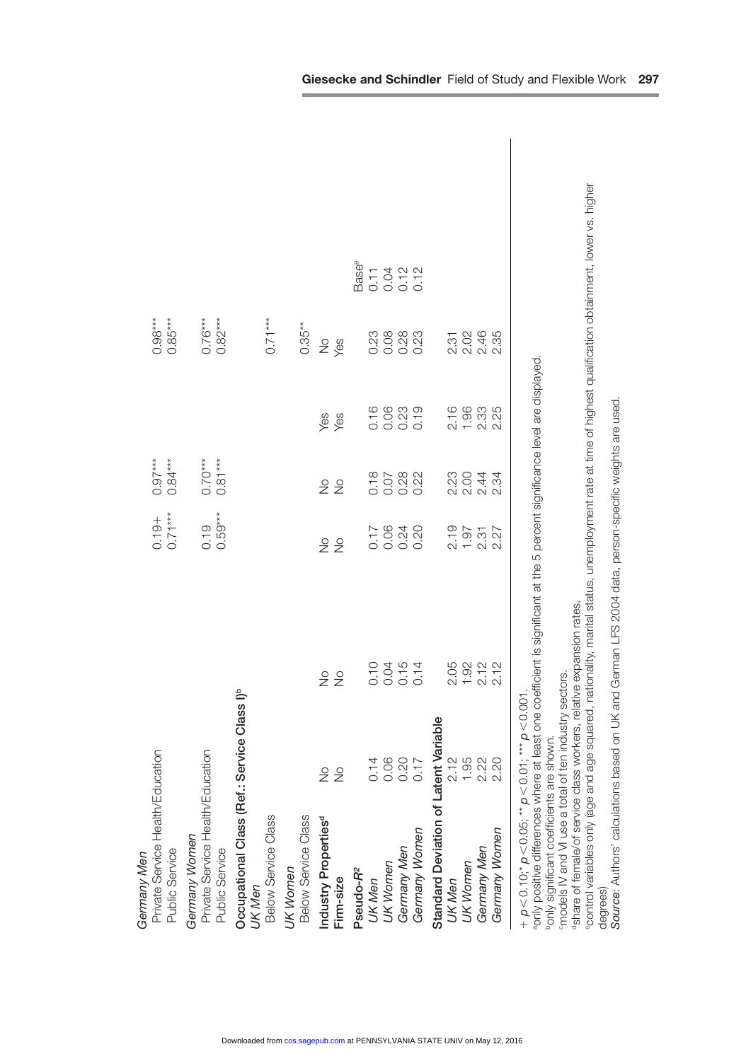| | | | | | | |
|---|---|---|---|---|---|---|
| *Germany Men* | | | | | | |
| Private Service Health/Education | | | 0.19+ | 0.97*** | | 0.98*** |
| Public Service | | | 0.71*** | 0.84*** | | 0.85*** |
| *Germany Women* | | | | | | |
| Private Service Health/Education | | | 0.19 | 0.70*** | | 0.76*** |
| Public Service | | | 0.59*** | 0.81*** | | 0.82*** |
| **Occupational Class (Ref.: Service Class I)**[b] | | | | | | |
| *UK Men* | | | | | | |
| Below Service Class | | | | | | 0.71*** |
| *UK Women* | | | | | | |
| Below Service Class | | | | | | 0.35** |
| **Industry Properties**[d] | No | No | No | No | Yes | No |
| **Firm-size** | No | No | No | No | Yes | Yes |
| **Pseudo-$R^2$** | | | | | | | Base[e] |
| *UK Men* | 0.14 | 0.10 | 0.17 | 0.18 | 0.16 | 0.23 | 0.11 |
| *UK Women* | 0.06 | 0.04 | 0.06 | 0.07 | 0.06 | 0.08 | 0.04 |
| *Germany Men* | 0.20 | 0.15 | 0.24 | 0.28 | 0.23 | 0.28 | 0.12 |
| *Germany Women* | 0.17 | 0.14 | 0.20 | 0.22 | 0.19 | 0.23 | 0.12 |
| **Standard Deviation of Latent Variable** | | | | | | | |
| *UK Men* | 2.12 | 2.05 | 2.19 | 2.23 | 2.16 | 2.31 | |
| *UK Women* | 1.95 | 1.92 | 1.97 | 2.00 | 1.96 | 2.02 | |
| *Germany Men* | 2.22 | 2.12 | 2.31 | 2.44 | 2.33 | 2.46 | |
| *Germany Women* | 2.20 | 2.12 | 2.27 | 2.34 | 2.25 | 2.35 | |

+ $p < 0.10$; * $p < 0.05$; ** $p < 0.01$; *** $p < 0.001$.

[a]only positive differences where at least one coefficient is significant at the 5 percent significance level are displayed.

[b]only significant coefficients are shown.

[c]models IV and VI use a total of ten industry sectors.

[d]share of female/of service class workers, relative expansion rates.

[e]control variables only (age and age squared, nationality, marital status, unemployment rate at time of highest qualification obtainment, lower vs. higher degrees)

*Source*: Authors' calculations based on UK and German LFS 2004 data, person-specific weights are used.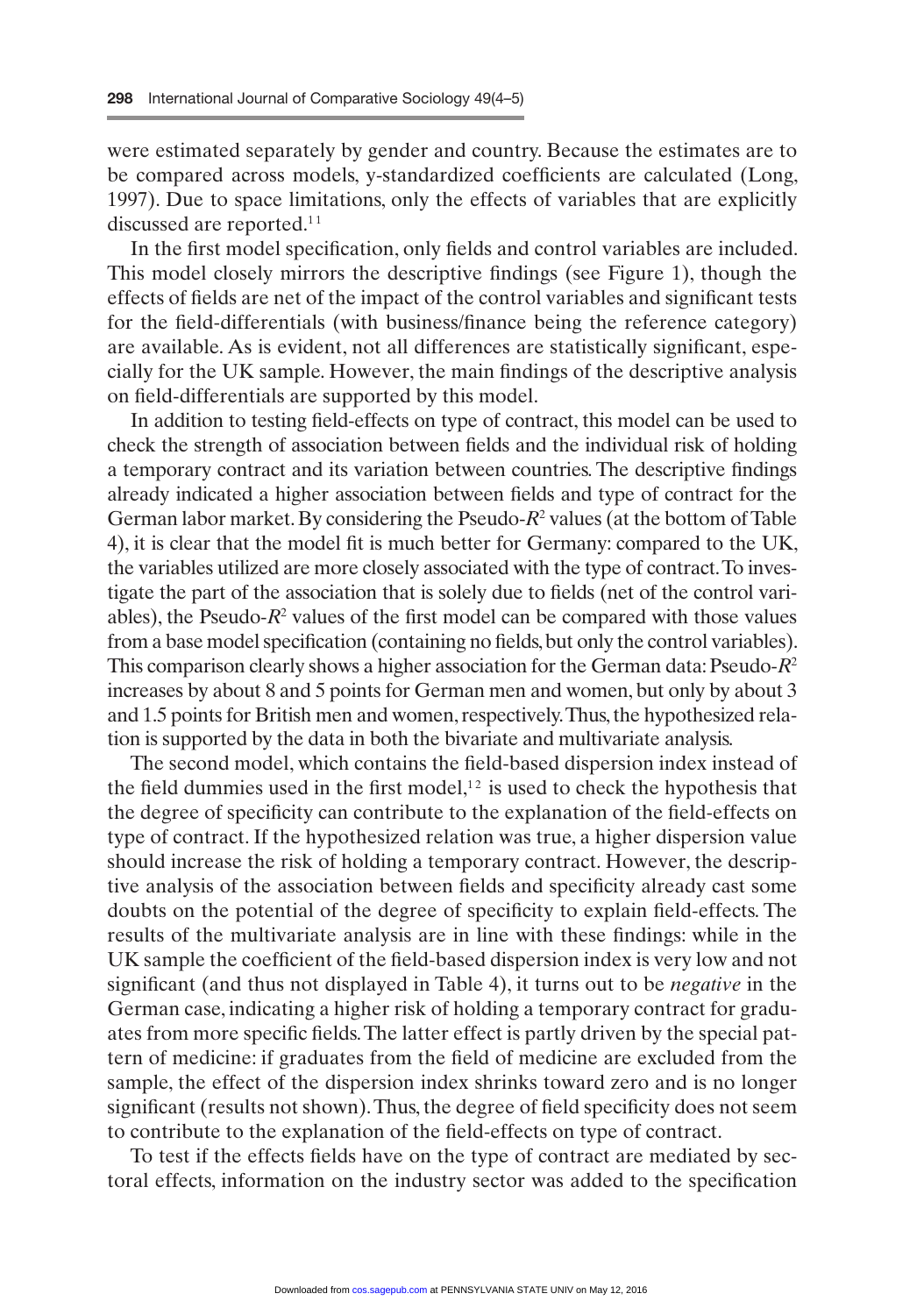were estimated separately by gender and country. Because the estimates are to be compared across models, y-standardized coefficients are calculated (Long, 1997). Due to space limitations, only the effects of variables that are explicitly discussed are reported.[11]

In the first model specification, only fields and control variables are included. This model closely mirrors the descriptive findings (see Figure 1), though the effects of fields are net of the impact of the control variables and significant tests for the field-differentials (with business/finance being the reference category) are available. As is evident, not all differences are statistically significant, especially for the UK sample. However, the main findings of the descriptive analysis on field-differentials are supported by this model.

In addition to testing field-effects on type of contract, this model can be used to check the strength of association between fields and the individual risk of holding a temporary contract and its variation between countries. The descriptive findings already indicated a higher association between fields and type of contract for the German labor market. By considering the Pseudo-$R^2$ values (at the bottom of Table 4), it is clear that the model fit is much better for Germany: compared to the UK, the variables utilized are more closely associated with the type of contract. To investigate the part of the association that is solely due to fields (net of the control variables), the Pseudo-$R^2$ values of the first model can be compared with those values from a base model specification (containing no fields, but only the control variables). This comparison clearly shows a higher association for the German data: Pseudo-$R^2$ increases by about 8 and 5 points for German men and women, but only by about 3 and 1.5 points for British men and women, respectively. Thus, the hypothesized relation is supported by the data in both the bivariate and multivariate analysis.

The second model, which contains the field-based dispersion index instead of the field dummies used in the first model,[12] is used to check the hypothesis that the degree of specificity can contribute to the explanation of the field-effects on type of contract. If the hypothesized relation was true, a higher dispersion value should increase the risk of holding a temporary contract. However, the descriptive analysis of the association between fields and specificity already cast some doubts on the potential of the degree of specificity to explain field-effects. The results of the multivariate analysis are in line with these findings: while in the UK sample the coefficient of the field-based dispersion index is very low and not significant (and thus not displayed in Table 4), it turns out to be *negative* in the German case, indicating a higher risk of holding a temporary contract for graduates from more specific fields. The latter effect is partly driven by the special pattern of medicine: if graduates from the field of medicine are excluded from the sample, the effect of the dispersion index shrinks toward zero and is no longer significant (results not shown). Thus, the degree of field specificity does not seem to contribute to the explanation of the field-effects on type of contract.

To test if the effects fields have on the type of contract are mediated by sectoral effects, information on the industry sector was added to the specification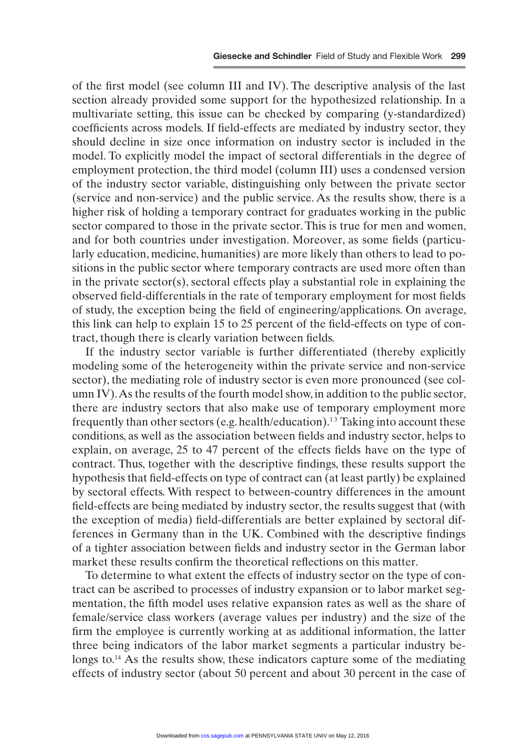of the first model (see column III and IV). The descriptive analysis of the last section already provided some support for the hypothesized relationship. In a multivariate setting, this issue can be checked by comparing (y-standardized) coefficients across models. If field-effects are mediated by industry sector, they should decline in size once information on industry sector is included in the model. To explicitly model the impact of sectoral differentials in the degree of employment protection, the third model (column III) uses a condensed version of the industry sector variable, distinguishing only between the private sector (service and non-service) and the public service. As the results show, there is a higher risk of holding a temporary contract for graduates working in the public sector compared to those in the private sector. This is true for men and women, and for both countries under investigation. Moreover, as some fields (particularly education, medicine, humanities) are more likely than others to lead to positions in the public sector where temporary contracts are used more often than in the private sector(s), sectoral effects play a substantial role in explaining the observed field-differentials in the rate of temporary employment for most fields of study, the exception being the field of engineering/applications. On average, this link can help to explain 15 to 25 percent of the field-effects on type of contract, though there is clearly variation between fields.

If the industry sector variable is further differentiated (thereby explicitly modeling some of the heterogeneity within the private service and non-service sector), the mediating role of industry sector is even more pronounced (see column IV). As the results of the fourth model show, in addition to the public sector, there are industry sectors that also make use of temporary employment more frequently than other sectors (e.g. health/education).[13] Taking into account these conditions, as well as the association between fields and industry sector, helps to explain, on average, 25 to 47 percent of the effects fields have on the type of contract. Thus, together with the descriptive findings, these results support the hypothesis that field-effects on type of contract can (at least partly) be explained by sectoral effects. With respect to between-country differences in the amount field-effects are being mediated by industry sector, the results suggest that (with the exception of media) field-differentials are better explained by sectoral differences in Germany than in the UK. Combined with the descriptive findings of a tighter association between fields and industry sector in the German labor market these results confirm the theoretical reflections on this matter.

To determine to what extent the effects of industry sector on the type of contract can be ascribed to processes of industry expansion or to labor market segmentation, the fifth model uses relative expansion rates as well as the share of female/service class workers (average values per industry) and the size of the firm the employee is currently working at as additional information, the latter three being indicators of the labor market segments a particular industry belongs to.[14] As the results show, these indicators capture some of the mediating effects of industry sector (about 50 percent and about 30 percent in the case of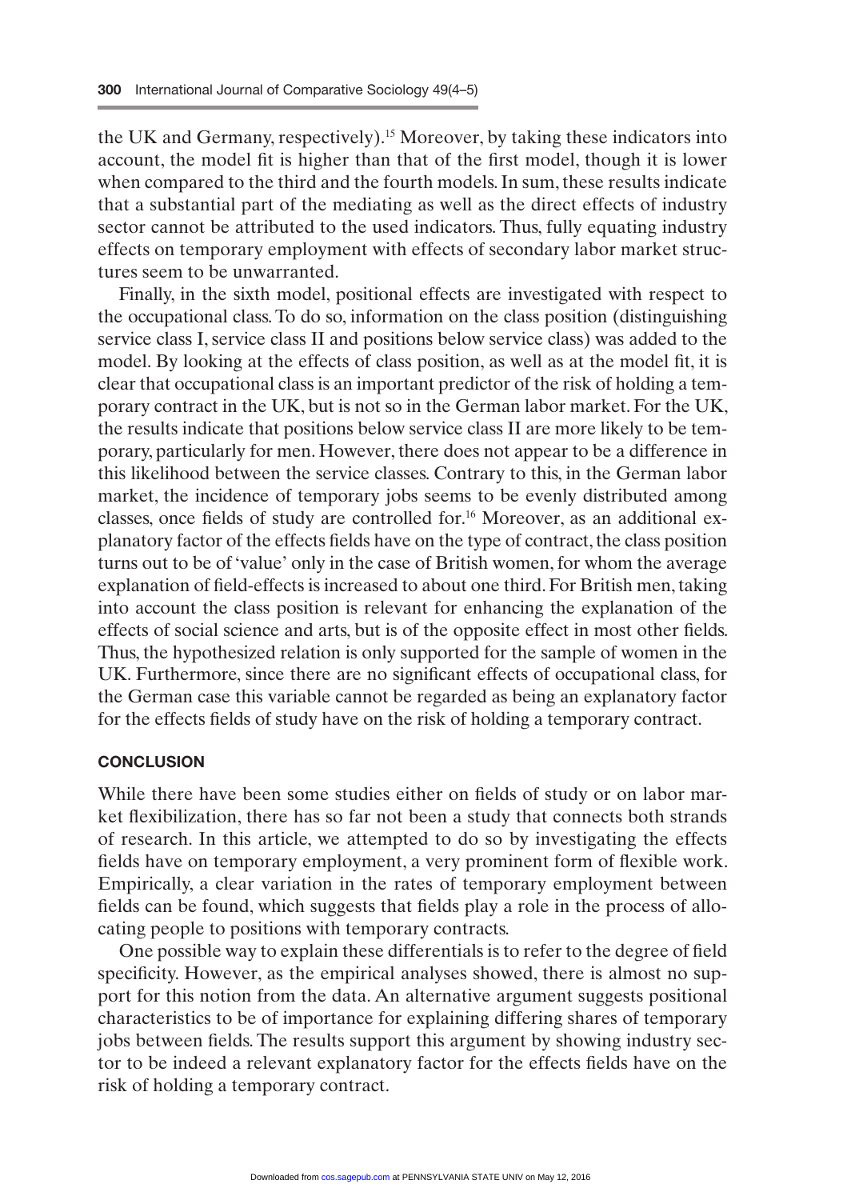the UK and Germany, respectively).[15] Moreover, by taking these indicators into account, the model fit is higher than that of the first model, though it is lower when compared to the third and the fourth models. In sum, these results indicate that a substantial part of the mediating as well as the direct effects of industry sector cannot be attributed to the used indicators. Thus, fully equating industry effects on temporary employment with effects of secondary labor market structures seem to be unwarranted.

Finally, in the sixth model, positional effects are investigated with respect to the occupational class. To do so, information on the class position (distinguishing service class I, service class II and positions below service class) was added to the model. By looking at the effects of class position, as well as at the model fit, it is clear that occupational class is an important predictor of the risk of holding a temporary contract in the UK, but is not so in the German labor market. For the UK, the results indicate that positions below service class II are more likely to be temporary, particularly for men. However, there does not appear to be a difference in this likelihood between the service classes. Contrary to this, in the German labor market, the incidence of temporary jobs seems to be evenly distributed among classes, once fields of study are controlled for.[16] Moreover, as an additional explanatory factor of the effects fields have on the type of contract, the class position turns out to be of 'value' only in the case of British women, for whom the average explanation of field-effects is increased to about one third. For British men, taking into account the class position is relevant for enhancing the explanation of the effects of social science and arts, but is of the opposite effect in most other fields. Thus, the hypothesized relation is only supported for the sample of women in the UK. Furthermore, since there are no significant effects of occupational class, for the German case this variable cannot be regarded as being an explanatory factor for the effects fields of study have on the risk of holding a temporary contract.

## CONCLUSION

While there have been some studies either on fields of study or on labor market flexibilization, there has so far not been a study that connects both strands of research. In this article, we attempted to do so by investigating the effects fields have on temporary employment, a very prominent form of flexible work. Empirically, a clear variation in the rates of temporary employment between fields can be found, which suggests that fields play a role in the process of allocating people to positions with temporary contracts.

One possible way to explain these differentials is to refer to the degree of field specificity. However, as the empirical analyses showed, there is almost no support for this notion from the data. An alternative argument suggests positional characteristics to be of importance for explaining differing shares of temporary jobs between fields. The results support this argument by showing industry sector to be indeed a relevant explanatory factor for the effects fields have on the risk of holding a temporary contract.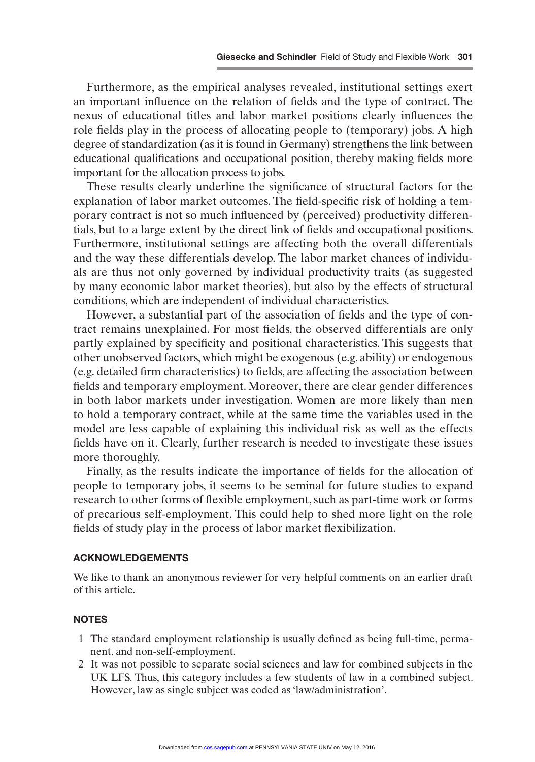Furthermore, as the empirical analyses revealed, institutional settings exert an important influence on the relation of fields and the type of contract. The nexus of educational titles and labor market positions clearly influences the role fields play in the process of allocating people to (temporary) jobs. A high degree of standardization (as it is found in Germany) strengthens the link between educational qualifications and occupational position, thereby making fields more important for the allocation process to jobs.

These results clearly underline the significance of structural factors for the explanation of labor market outcomes. The field-specific risk of holding a temporary contract is not so much influenced by (perceived) productivity differentials, but to a large extent by the direct link of fields and occupational positions. Furthermore, institutional settings are affecting both the overall differentials and the way these differentials develop. The labor market chances of individuals are thus not only governed by individual productivity traits (as suggested by many economic labor market theories), but also by the effects of structural conditions, which are independent of individual characteristics.

However, a substantial part of the association of fields and the type of contract remains unexplained. For most fields, the observed differentials are only partly explained by specificity and positional characteristics. This suggests that other unobserved factors, which might be exogenous (e.g. ability) or endogenous (e.g. detailed firm characteristics) to fields, are affecting the association between fields and temporary employment. Moreover, there are clear gender differences in both labor markets under investigation. Women are more likely than men to hold a temporary contract, while at the same time the variables used in the model are less capable of explaining this individual risk as well as the effects fields have on it. Clearly, further research is needed to investigate these issues more thoroughly.

Finally, as the results indicate the importance of fields for the allocation of people to temporary jobs, it seems to be seminal for future studies to expand research to other forms of flexible employment, such as part-time work or forms of precarious self-employment. This could help to shed more light on the role fields of study play in the process of labor market flexibilization.

## ACKNOWLEDGEMENTS

We like to thank an anonymous reviewer for very helpful comments on an earlier draft of this article.

## NOTES

1 The standard employment relationship is usually defined as being full-time, permanent, and non-self-employment.

2 It was not possible to separate social sciences and law for combined subjects in the UK LFS. Thus, this category includes a few students of law in a combined subject. However, law as single subject was coded as 'law/administration'.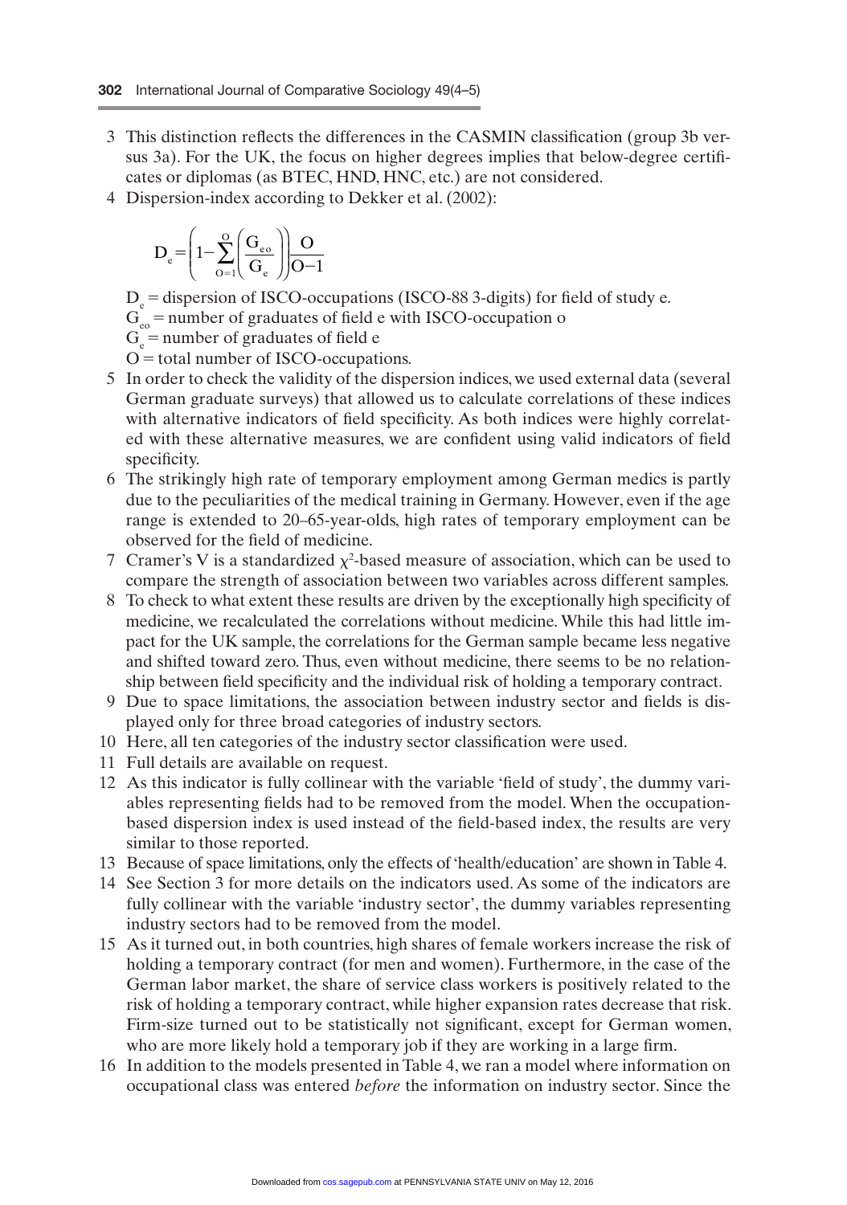3 This distinction reflects the differences in the CASMIN classification (group 3b versus 3a). For the UK, the focus on higher degrees implies that below-degree certificates or diplomas (as BTEC, HND, HNC, etc.) are not considered.

4 Dispersion-index according to Dekker et al. (2002):

$$D_e = \left(1 - \sum_{O=1}^{O}\left(\frac{G_{eo}}{G_e}\right)\right)\frac{O}{O-1}$$

$D_e$ = dispersion of ISCO-occupations (ISCO-88 3-digits) for field of study e.
$G_{eo}$ = number of graduates of field e with ISCO-occupation o
$G_e$ = number of graduates of field e
$O$ = total number of ISCO-occupations.

5 In order to check the validity of the dispersion indices, we used external data (several German graduate surveys) that allowed us to calculate correlations of these indices with alternative indicators of field specificity. As both indices were highly correlated with these alternative measures, we are confident using valid indicators of field specificity.

6 The strikingly high rate of temporary employment among German medics is partly due to the peculiarities of the medical training in Germany. However, even if the age range is extended to 20–65-year-olds, high rates of temporary employment can be observed for the field of medicine.

7 Cramer's V is a standardized $\chi^2$-based measure of association, which can be used to compare the strength of association between two variables across different samples.

8 To check to what extent these results are driven by the exceptionally high specificity of medicine, we recalculated the correlations without medicine. While this had little impact for the UK sample, the correlations for the German sample became less negative and shifted toward zero. Thus, even without medicine, there seems to be no relationship between field specificity and the individual risk of holding a temporary contract.

9 Due to space limitations, the association between industry sector and fields is displayed only for three broad categories of industry sectors.

10 Here, all ten categories of the industry sector classification were used.

11 Full details are available on request.

12 As this indicator is fully collinear with the variable 'field of study', the dummy variables representing fields had to be removed from the model. When the occupation-based dispersion index is used instead of the field-based index, the results are very similar to those reported.

13 Because of space limitations, only the effects of 'health/education' are shown in Table 4.

14 See Section 3 for more details on the indicators used. As some of the indicators are fully collinear with the variable 'industry sector', the dummy variables representing industry sectors had to be removed from the model.

15 As it turned out, in both countries, high shares of female workers increase the risk of holding a temporary contract (for men and women). Furthermore, in the case of the German labor market, the share of service class workers is positively related to the risk of holding a temporary contract, while higher expansion rates decrease that risk. Firm-size turned out to be statistically not significant, except for German women, who are more likely hold a temporary job if they are working in a large firm.

16 In addition to the models presented in Table 4, we ran a model where information on occupational class was entered *before* the information on industry sector. Since the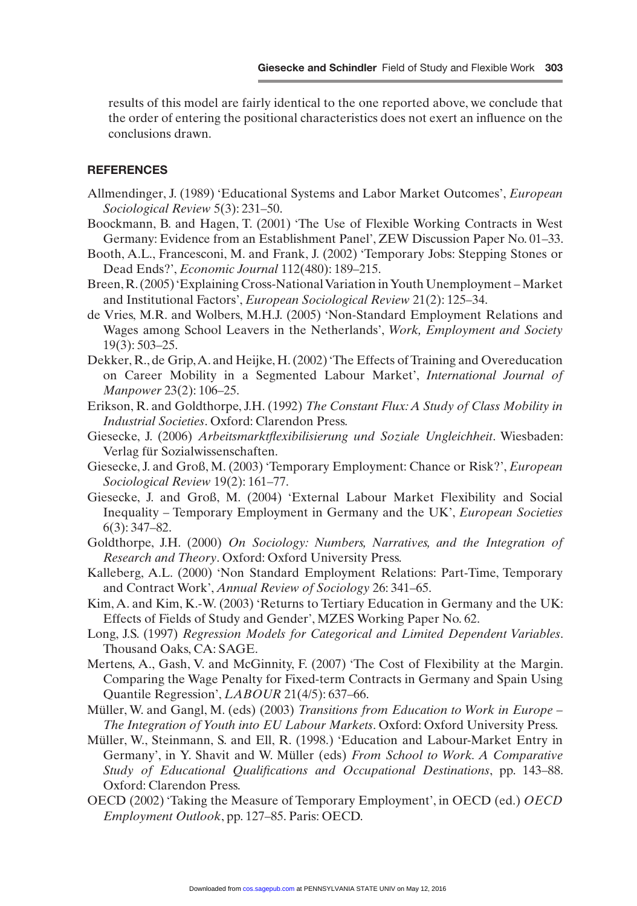results of this model are fairly identical to the one reported above, we conclude that the order of entering the positional characteristics does not exert an influence on the conclusions drawn.

## REFERENCES

Allmendinger, J. (1989) 'Educational Systems and Labor Market Outcomes', *European Sociological Review* 5(3): 231–50.

Boockmann, B. and Hagen, T. (2001) 'The Use of Flexible Working Contracts in West Germany: Evidence from an Establishment Panel', ZEW Discussion Paper No. 01–33.

Booth, A.L., Francesconi, M. and Frank, J. (2002) 'Temporary Jobs: Stepping Stones or Dead Ends?', *Economic Journal* 112(480): 189–215.

Breen, R. (2005) 'Explaining Cross-National Variation in Youth Unemployment – Market and Institutional Factors', *European Sociological Review* 21(2): 125–34.

de Vries, M.R. and Wolbers, M.H.J. (2005) 'Non-Standard Employment Relations and Wages among School Leavers in the Netherlands', *Work, Employment and Society* 19(3): 503–25.

Dekker, R., de Grip, A. and Heijke, H. (2002) 'The Effects of Training and Overeducation on Career Mobility in a Segmented Labour Market', *International Journal of Manpower* 23(2): 106–25.

Erikson, R. and Goldthorpe, J.H. (1992) *The Constant Flux: A Study of Class Mobility in Industrial Societies*. Oxford: Clarendon Press.

Giesecke, J. (2006) *Arbeitsmarktflexibilisierung und Soziale Ungleichheit*. Wiesbaden: Verlag für Sozialwissenschaften.

Giesecke, J. and Groß, M. (2003) 'Temporary Employment: Chance or Risk?', *European Sociological Review* 19(2): 161–77.

Giesecke, J. and Groß, M. (2004) 'External Labour Market Flexibility and Social Inequality – Temporary Employment in Germany and the UK', *European Societies* 6(3): 347–82.

Goldthorpe, J.H. (2000) *On Sociology: Numbers, Narratives, and the Integration of Research and Theory*. Oxford: Oxford University Press.

Kalleberg, A.L. (2000) 'Non Standard Employment Relations: Part-Time, Temporary and Contract Work', *Annual Review of Sociology* 26: 341–65.

Kim, A. and Kim, K.-W. (2003) 'Returns to Tertiary Education in Germany and the UK: Effects of Fields of Study and Gender', MZES Working Paper No. 62.

Long, J.S. (1997) *Regression Models for Categorical and Limited Dependent Variables*. Thousand Oaks, CA: SAGE.

Mertens, A., Gash, V. and McGinnity, F. (2007) 'The Cost of Flexibility at the Margin. Comparing the Wage Penalty for Fixed-term Contracts in Germany and Spain Using Quantile Regression', *LABOUR* 21(4/5): 637–66.

Müller, W. and Gangl, M. (eds) (2003) *Transitions from Education to Work in Europe – The Integration of Youth into EU Labour Markets*. Oxford: Oxford University Press.

Müller, W., Steinmann, S. and Ell, R. (1998.) 'Education and Labour-Market Entry in Germany', in Y. Shavit and W. Müller (eds) *From School to Work. A Comparative Study of Educational Qualifications and Occupational Destinations*, pp. 143–88. Oxford: Clarendon Press.

OECD (2002) 'Taking the Measure of Temporary Employment', in OECD (ed.) *OECD Employment Outlook*, pp. 127–85. Paris: OECD.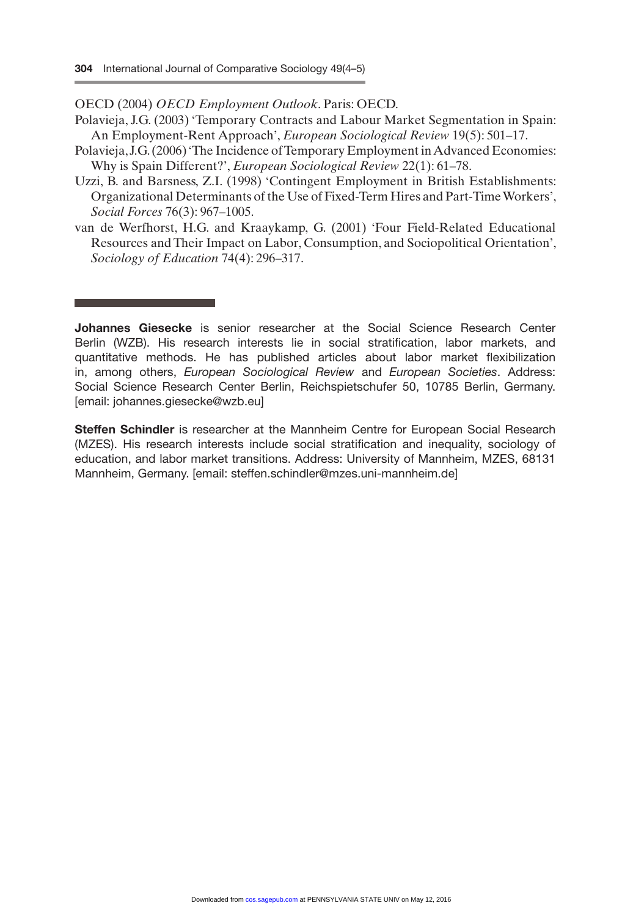OECD (2004) *OECD Employment Outlook*. Paris: OECD.

Polavieja, J.G. (2003) 'Temporary Contracts and Labour Market Segmentation in Spain: An Employment-Rent Approach', *European Sociological Review* 19(5): 501–17.

Polavieja, J.G. (2006) 'The Incidence of Temporary Employment in Advanced Economies: Why is Spain Different?', *European Sociological Review* 22(1): 61–78.

Uzzi, B. and Barsness, Z.I. (1998) 'Contingent Employment in British Establishments: Organizational Determinants of the Use of Fixed-Term Hires and Part-Time Workers', *Social Forces* 76(3): 967–1005.

van de Werfhorst, H.G. and Kraaykamp, G. (2001) 'Four Field-Related Educational Resources and Their Impact on Labor, Consumption, and Sociopolitical Orientation', *Sociology of Education* 74(4): 296–317.

---

**Johannes Giesecke** is senior researcher at the Social Science Research Center Berlin (WZB). His research interests lie in social stratification, labor markets, and quantitative methods. He has published articles about labor market flexibilization in, among others, *European Sociological Review* and *European Societies*. Address: Social Science Research Center Berlin, Reichspietschufer 50, 10785 Berlin, Germany. [email: johannes.giesecke@wzb.eu]

**Steffen Schindler** is researcher at the Mannheim Centre for European Social Research (MZES). His research interests include social stratification and inequality, sociology of education, and labor market transitions. Address: University of Mannheim, MZES, 68131 Mannheim, Germany. [email: steffen.schindler@mzes.uni-mannheim.de]